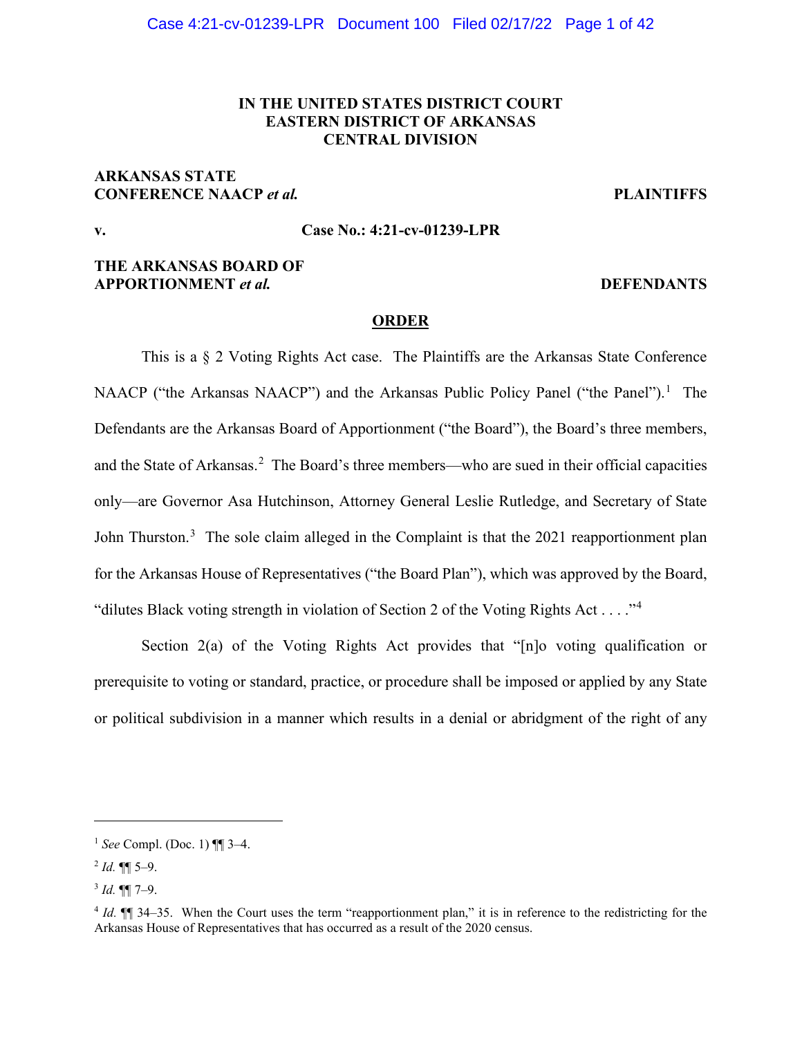**IN THE UNITED STATES DISTRICT COURT**
**EASTERN DISTRICT OF ARKANSAS**
**CENTRAL DIVISION**

**ARKANSAS STATE CONFERENCE NAACP *et al.*** **PLAINTIFFS**

**v.** **Case No.: 4:21-cv-01239-LPR**

**THE ARKANSAS BOARD OF APPORTIONMENT *et al.*** **DEFENDANTS**

**ORDER**

This is a § 2 Voting Rights Act case. The Plaintiffs are the Arkansas State Conference NAACP ("the Arkansas NAACP") and the Arkansas Public Policy Panel ("the Panel").[1] The Defendants are the Arkansas Board of Apportionment ("the Board"), the Board's three members, and the State of Arkansas.[2] The Board's three members—who are sued in their official capacities only—are Governor Asa Hutchinson, Attorney General Leslie Rutledge, and Secretary of State John Thurston.[3] The sole claim alleged in the Complaint is that the 2021 reapportionment plan for the Arkansas House of Representatives ("the Board Plan"), which was approved by the Board, "dilutes Black voting strength in violation of Section 2 of the Voting Rights Act . . . ."[4]

Section 2(a) of the Voting Rights Act provides that "[n]o voting qualification or prerequisite to voting or standard, practice, or procedure shall be imposed or applied by any State or political subdivision in a manner which results in a denial or abridgment of the right of any

---

[1] *See* Compl. (Doc. 1) ¶¶ 3–4.

[2] *Id.* ¶¶ 5–9.

[3] *Id.* ¶¶ 7–9.

[4] *Id.* ¶¶ 34–35. When the Court uses the term "reapportionment plan," it is in reference to the redistricting for the Arkansas House of Representatives that has occurred as a result of the 2020 census.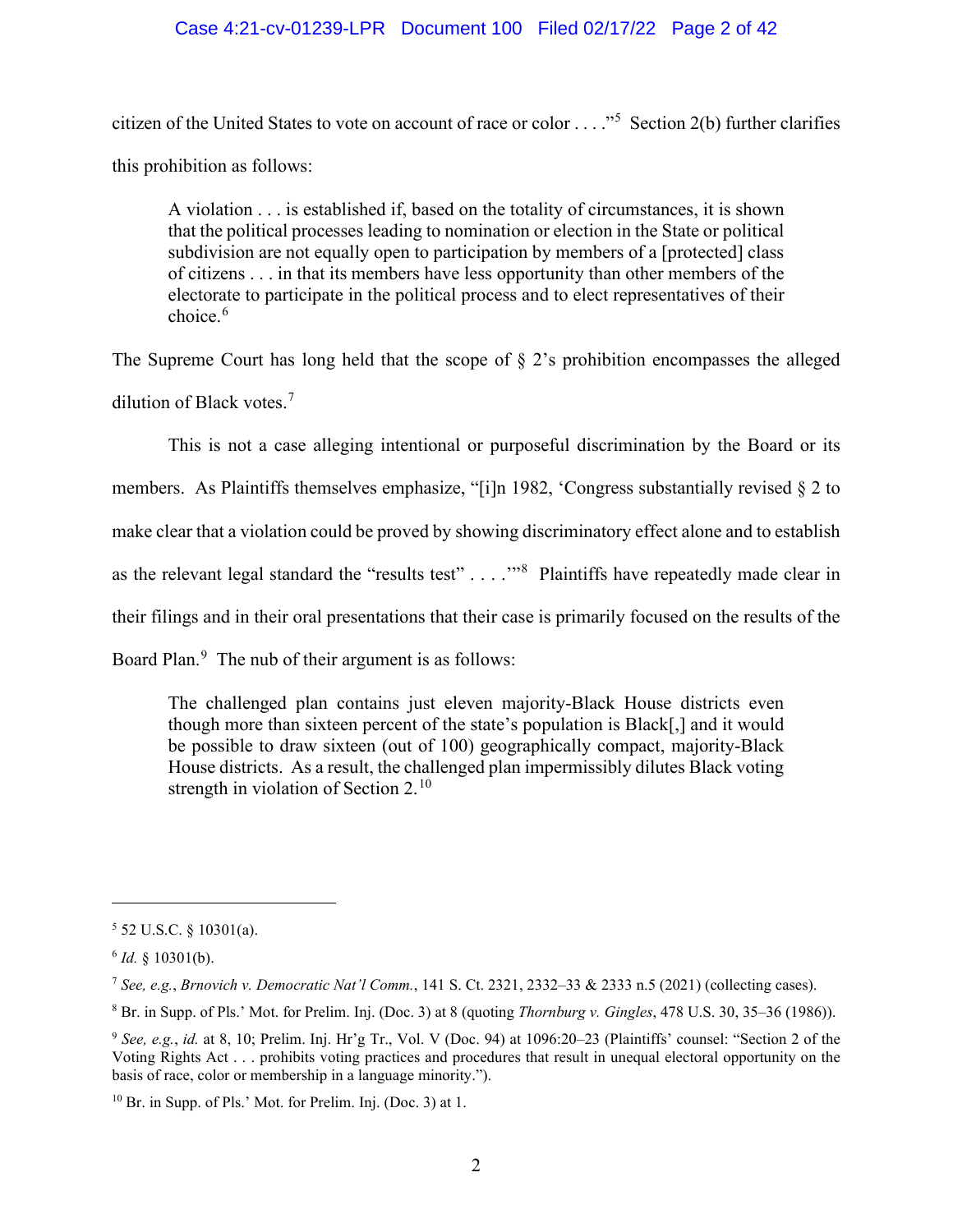citizen of the United States to vote on account of race or color . . . ."[5] Section 2(b) further clarifies this prohibition as follows:

> A violation . . . is established if, based on the totality of circumstances, it is shown that the political processes leading to nomination or election in the State or political subdivision are not equally open to participation by members of a [protected] class of citizens . . . in that its members have less opportunity than other members of the electorate to participate in the political process and to elect representatives of their choice.[6]

The Supreme Court has long held that the scope of § 2's prohibition encompasses the alleged dilution of Black votes.[7]

This is not a case alleging intentional or purposeful discrimination by the Board or its members. As Plaintiffs themselves emphasize, "[i]n 1982, 'Congress substantially revised § 2 to make clear that a violation could be proved by showing discriminatory effect alone and to establish as the relevant legal standard the "results test" . . . .'"[8] Plaintiffs have repeatedly made clear in their filings and in their oral presentations that their case is primarily focused on the results of the Board Plan.[9] The nub of their argument is as follows:

> The challenged plan contains just eleven majority-Black House districts even though more than sixteen percent of the state's population is Black[,] and it would be possible to draw sixteen (out of 100) geographically compact, majority-Black House districts. As a result, the challenged plan impermissibly dilutes Black voting strength in violation of Section 2.[10]

---

[5] 52 U.S.C. § 10301(a).

[6] *Id.* § 10301(b).

[7] *See, e.g.*, *Brnovich v. Democratic Nat'l Comm.*, 141 S. Ct. 2321, 2332–33 & 2333 n.5 (2021) (collecting cases).

[8] Br. in Supp. of Pls.' Mot. for Prelim. Inj. (Doc. 3) at 8 (quoting *Thornburg v. Gingles*, 478 U.S. 30, 35–36 (1986)).

[9] *See, e.g.*, *id.* at 8, 10; Prelim. Inj. Hr'g Tr., Vol. V (Doc. 94) at 1096:20–23 (Plaintiffs' counsel: "Section 2 of the Voting Rights Act . . . prohibits voting practices and procedures that result in unequal electoral opportunity on the basis of race, color or membership in a language minority.").

[10] Br. in Supp. of Pls.' Mot. for Prelim. Inj. (Doc. 3) at 1.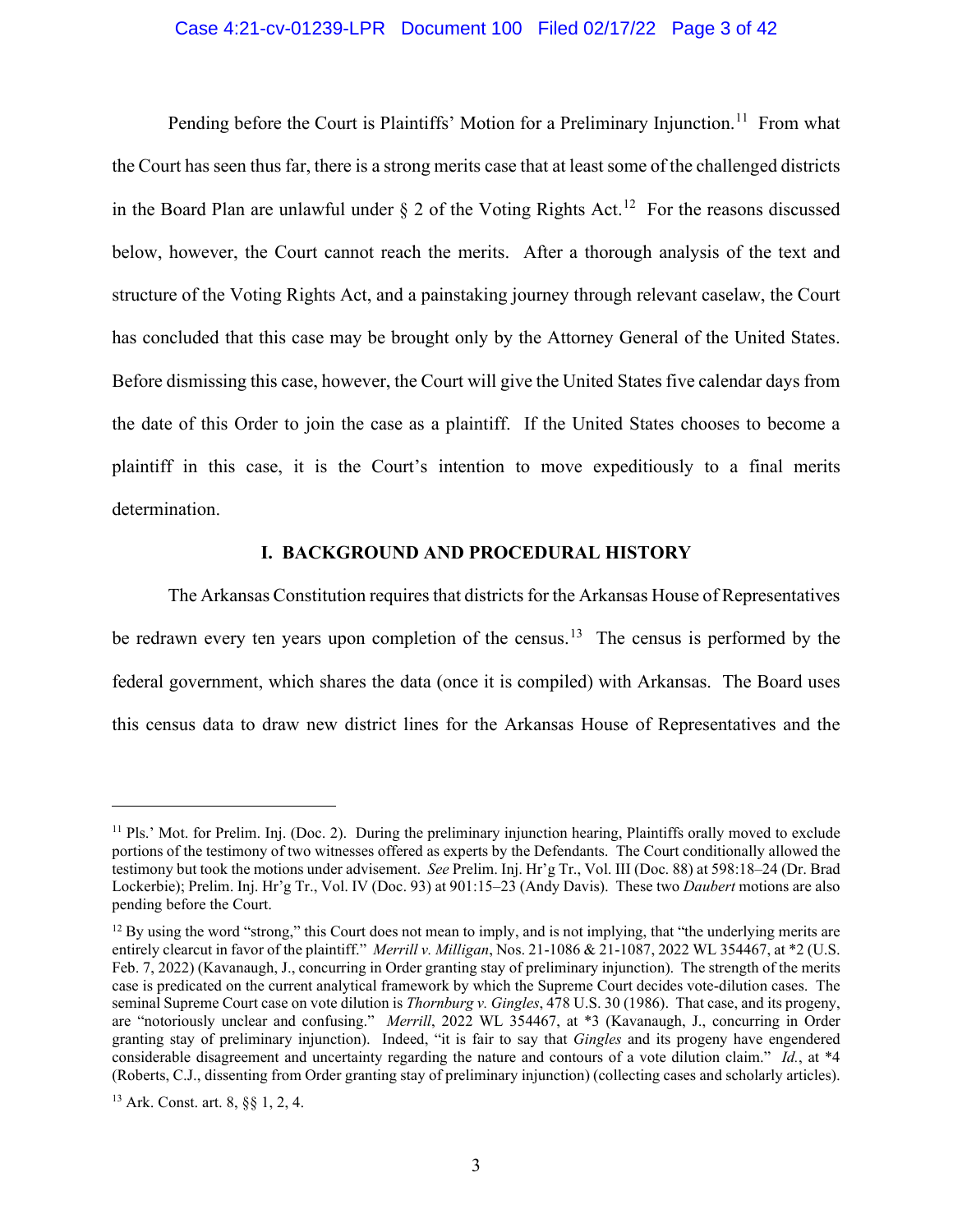Pending before the Court is Plaintiffs' Motion for a Preliminary Injunction.[11] From what the Court has seen thus far, there is a strong merits case that at least some of the challenged districts in the Board Plan are unlawful under § 2 of the Voting Rights Act.[12] For the reasons discussed below, however, the Court cannot reach the merits. After a thorough analysis of the text and structure of the Voting Rights Act, and a painstaking journey through relevant caselaw, the Court has concluded that this case may be brought only by the Attorney General of the United States. Before dismissing this case, however, the Court will give the United States five calendar days from the date of this Order to join the case as a plaintiff. If the United States chooses to become a plaintiff in this case, it is the Court's intention to move expeditiously to a final merits determination.

## I. BACKGROUND AND PROCEDURAL HISTORY

The Arkansas Constitution requires that districts for the Arkansas House of Representatives be redrawn every ten years upon completion of the census.[13] The census is performed by the federal government, which shares the data (once it is compiled) with Arkansas. The Board uses this census data to draw new district lines for the Arkansas House of Representatives and the

---

[11] Pls.' Mot. for Prelim. Inj. (Doc. 2). During the preliminary injunction hearing, Plaintiffs orally moved to exclude portions of the testimony of two witnesses offered as experts by the Defendants. The Court conditionally allowed the testimony but took the motions under advisement. *See* Prelim. Inj. Hr'g Tr., Vol. III (Doc. 88) at 598:18–24 (Dr. Brad Lockerbie); Prelim. Inj. Hr'g Tr., Vol. IV (Doc. 93) at 901:15–23 (Andy Davis). These two *Daubert* motions are also pending before the Court.

[12] By using the word "strong," this Court does not mean to imply, and is not implying, that "the underlying merits are entirely clearcut in favor of the plaintiff." *Merrill v. Milligan*, Nos. 21-1086 & 21-1087, 2022 WL 354467, at *2 (U.S. Feb. 7, 2022) (Kavanaugh, J., concurring in Order granting stay of preliminary injunction). The strength of the merits case is predicated on the current analytical framework by which the Supreme Court decides vote-dilution cases. The seminal Supreme Court case on vote dilution is *Thornburg v. Gingles*, 478 U.S. 30 (1986). That case, and its progeny, are "notoriously unclear and confusing." *Merrill*, 2022 WL 354467, at *3 (Kavanaugh, J., concurring in Order granting stay of preliminary injunction). Indeed, "it is fair to say that *Gingles* and its progeny have engendered considerable disagreement and uncertainty regarding the nature and contours of a vote dilution claim." *Id.*, at *4 (Roberts, C.J., dissenting from Order granting stay of preliminary injunction) (collecting cases and scholarly articles).

[13] Ark. Const. art. 8, §§ 1, 2, 4.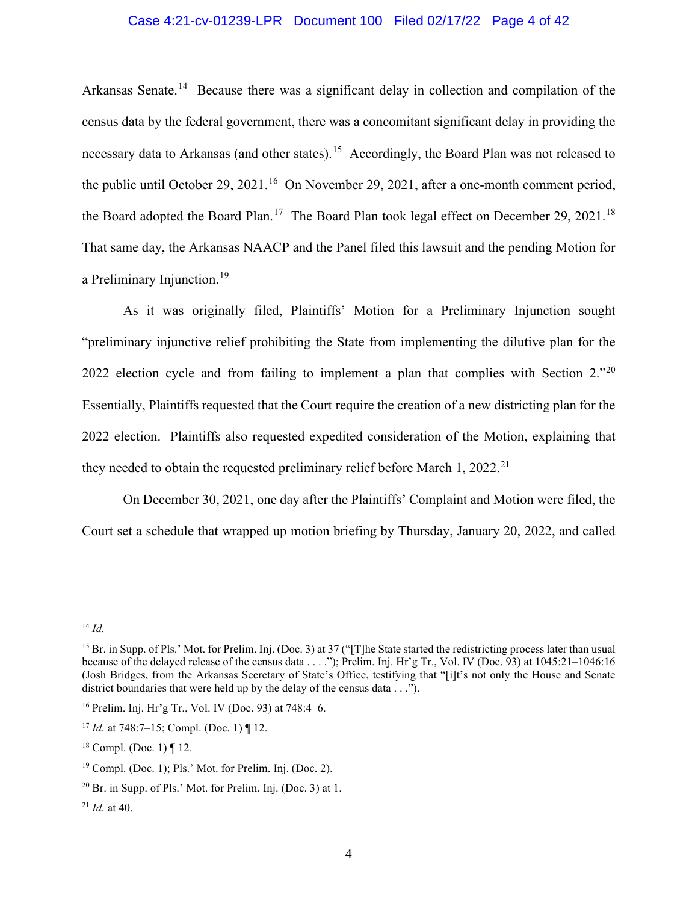Arkansas Senate.[14] Because there was a significant delay in collection and compilation of the census data by the federal government, there was a concomitant significant delay in providing the necessary data to Arkansas (and other states).[15] Accordingly, the Board Plan was not released to the public until October 29, 2021.[16] On November 29, 2021, after a one-month comment period, the Board adopted the Board Plan.[17] The Board Plan took legal effect on December 29, 2021.[18] That same day, the Arkansas NAACP and the Panel filed this lawsuit and the pending Motion for a Preliminary Injunction.[19]

As it was originally filed, Plaintiffs' Motion for a Preliminary Injunction sought "preliminary injunctive relief prohibiting the State from implementing the dilutive plan for the 2022 election cycle and from failing to implement a plan that complies with Section 2."[20] Essentially, Plaintiffs requested that the Court require the creation of a new districting plan for the 2022 election. Plaintiffs also requested expedited consideration of the Motion, explaining that they needed to obtain the requested preliminary relief before March 1, 2022.[21]

On December 30, 2021, one day after the Plaintiffs' Complaint and Motion were filed, the Court set a schedule that wrapped up motion briefing by Thursday, January 20, 2022, and called

---

[14] *Id.*

[15] Br. in Supp. of Pls.' Mot. for Prelim. Inj. (Doc. 3) at 37 ("[T]he State started the redistricting process later than usual because of the delayed release of the census data . . . ."); Prelim. Inj. Hr'g Tr., Vol. IV (Doc. 93) at 1045:21–1046:16 (Josh Bridges, from the Arkansas Secretary of State's Office, testifying that "[i]t's not only the House and Senate district boundaries that were held up by the delay of the census data . . .").

[16] Prelim. Inj. Hr'g Tr., Vol. IV (Doc. 93) at 748:4–6.

[17] *Id.* at 748:7–15; Compl. (Doc. 1) ¶ 12.

[18] Compl. (Doc. 1) ¶ 12.

[19] Compl. (Doc. 1); Pls.' Mot. for Prelim. Inj. (Doc. 2).

[20] Br. in Supp. of Pls.' Mot. for Prelim. Inj. (Doc. 3) at 1.

[21] *Id.* at 40.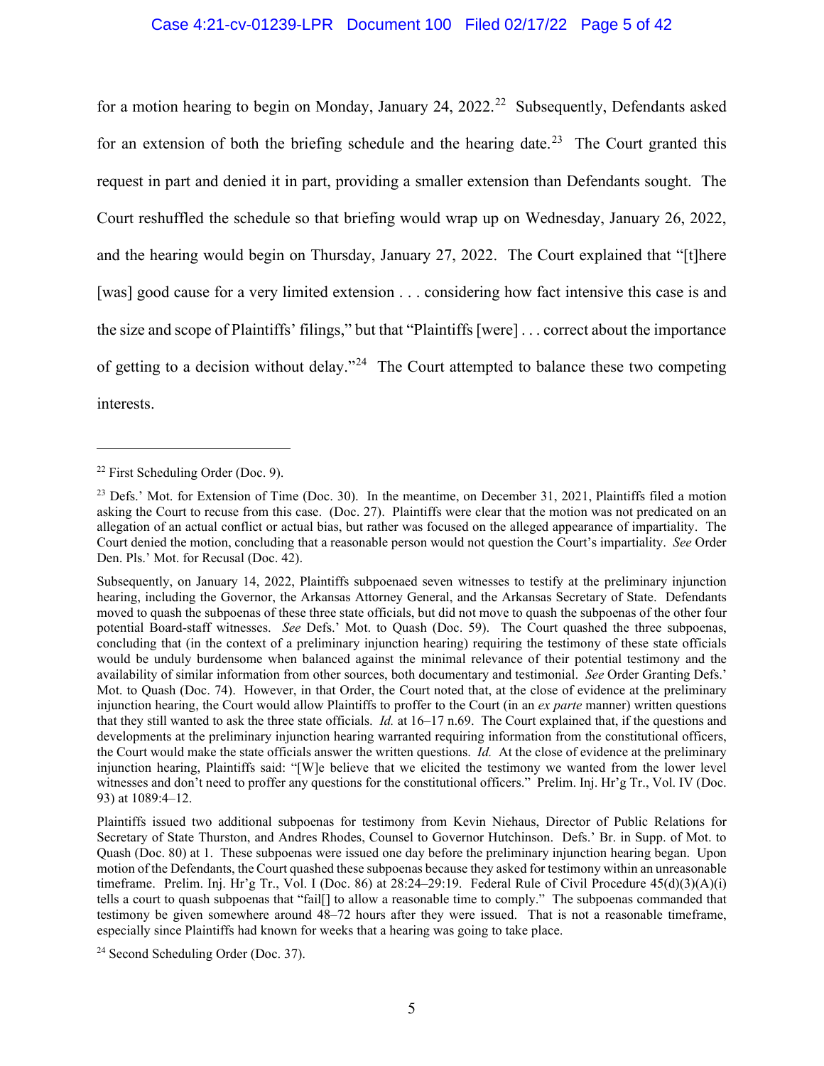for a motion hearing to begin on Monday, January 24, 2022.[22] Subsequently, Defendants asked for an extension of both the briefing schedule and the hearing date.[23] The Court granted this request in part and denied it in part, providing a smaller extension than Defendants sought. The Court reshuffled the schedule so that briefing would wrap up on Wednesday, January 26, 2022, and the hearing would begin on Thursday, January 27, 2022. The Court explained that "[t]here [was] good cause for a very limited extension . . . considering how fact intensive this case is and the size and scope of Plaintiffs' filings," but that "Plaintiffs [were] . . . correct about the importance of getting to a decision without delay."[24] The Court attempted to balance these two competing interests.

---

[22] First Scheduling Order (Doc. 9).

[23] Defs.' Mot. for Extension of Time (Doc. 30). In the meantime, on December 31, 2021, Plaintiffs filed a motion asking the Court to recuse from this case. (Doc. 27). Plaintiffs were clear that the motion was not predicated on an allegation of an actual conflict or actual bias, but rather was focused on the alleged appearance of impartiality. The Court denied the motion, concluding that a reasonable person would not question the Court's impartiality. *See* Order Den. Pls.' Mot. for Recusal (Doc. 42).

Subsequently, on January 14, 2022, Plaintiffs subpoenaed seven witnesses to testify at the preliminary injunction hearing, including the Governor, the Arkansas Attorney General, and the Arkansas Secretary of State. Defendants moved to quash the subpoenas of these three state officials, but did not move to quash the subpoenas of the other four potential Board-staff witnesses. *See* Defs.' Mot. to Quash (Doc. 59). The Court quashed the three subpoenas, concluding that (in the context of a preliminary injunction hearing) requiring the testimony of these state officials would be unduly burdensome when balanced against the minimal relevance of their potential testimony and the availability of similar information from other sources, both documentary and testimonial. *See* Order Granting Defs.' Mot. to Quash (Doc. 74). However, in that Order, the Court noted that, at the close of evidence at the preliminary injunction hearing, the Court would allow Plaintiffs to proffer to the Court (in an *ex parte* manner) written questions that they still wanted to ask the three state officials. *Id.* at 16–17 n.69. The Court explained that, if the questions and developments at the preliminary injunction hearing warranted requiring information from the constitutional officers, the Court would make the state officials answer the written questions. *Id.* At the close of evidence at the preliminary injunction hearing, Plaintiffs said: "[W]e believe that we elicited the testimony we wanted from the lower level witnesses and don't need to proffer any questions for the constitutional officers." Prelim. Inj. Hr'g Tr., Vol. IV (Doc. 93) at 1089:4–12.

Plaintiffs issued two additional subpoenas for testimony from Kevin Niehaus, Director of Public Relations for Secretary of State Thurston, and Andres Rhodes, Counsel to Governor Hutchinson. Defs.' Br. in Supp. of Mot. to Quash (Doc. 80) at 1. These subpoenas were issued one day before the preliminary injunction hearing began. Upon motion of the Defendants, the Court quashed these subpoenas because they asked for testimony within an unreasonable timeframe. Prelim. Inj. Hr'g Tr., Vol. I (Doc. 86) at 28:24–29:19. Federal Rule of Civil Procedure 45(d)(3)(A)(i) tells a court to quash subpoenas that "fail[] to allow a reasonable time to comply." The subpoenas commanded that testimony be given somewhere around 48–72 hours after they were issued. That is not a reasonable timeframe, especially since Plaintiffs had known for weeks that a hearing was going to take place.

[24] Second Scheduling Order (Doc. 37).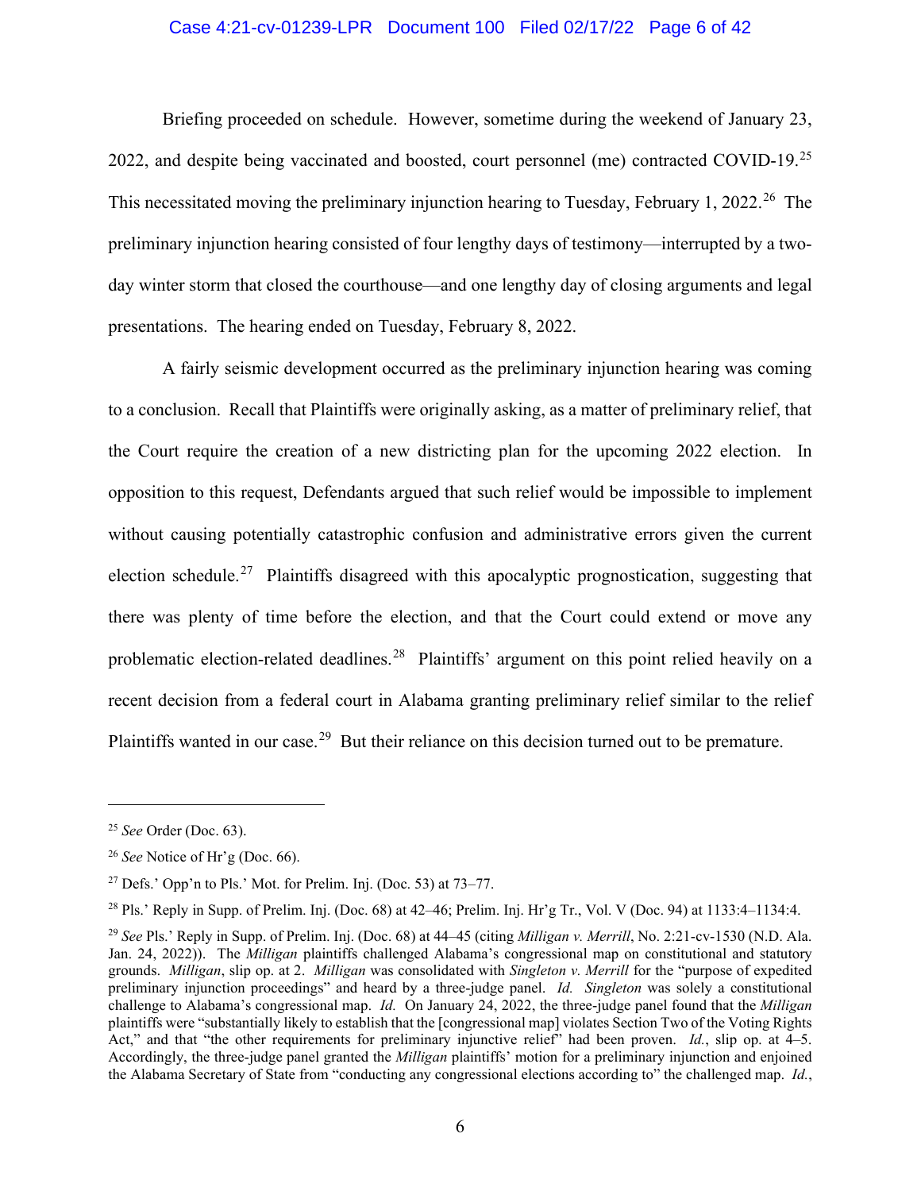Briefing proceeded on schedule. However, sometime during the weekend of January 23, 2022, and despite being vaccinated and boosted, court personnel (me) contracted COVID-19.[25] This necessitated moving the preliminary injunction hearing to Tuesday, February 1, 2022.[26] The preliminary injunction hearing consisted of four lengthy days of testimony—interrupted by a two-day winter storm that closed the courthouse—and one lengthy day of closing arguments and legal presentations. The hearing ended on Tuesday, February 8, 2022.

A fairly seismic development occurred as the preliminary injunction hearing was coming to a conclusion. Recall that Plaintiffs were originally asking, as a matter of preliminary relief, that the Court require the creation of a new districting plan for the upcoming 2022 election. In opposition to this request, Defendants argued that such relief would be impossible to implement without causing potentially catastrophic confusion and administrative errors given the current election schedule.[27] Plaintiffs disagreed with this apocalyptic prognostication, suggesting that there was plenty of time before the election, and that the Court could extend or move any problematic election-related deadlines.[28] Plaintiffs' argument on this point relied heavily on a recent decision from a federal court in Alabama granting preliminary relief similar to the relief Plaintiffs wanted in our case.[29] But their reliance on this decision turned out to be premature.

---

[25] *See* Order (Doc. 63).

[26] *See* Notice of Hr'g (Doc. 66).

[27] Defs.' Opp'n to Pls.' Mot. for Prelim. Inj. (Doc. 53) at 73–77.

[28] Pls.' Reply in Supp. of Prelim. Inj. (Doc. 68) at 42–46; Prelim. Inj. Hr'g Tr., Vol. V (Doc. 94) at 1133:4–1134:4.

[29] *See* Pls.' Reply in Supp. of Prelim. Inj. (Doc. 68) at 44–45 (citing *Milligan v. Merrill*, No. 2:21-cv-1530 (N.D. Ala. Jan. 24, 2022)). The *Milligan* plaintiffs challenged Alabama's congressional map on constitutional and statutory grounds. *Milligan*, slip op. at 2. *Milligan* was consolidated with *Singleton v. Merrill* for the "purpose of expedited preliminary injunction proceedings" and heard by a three-judge panel. *Id.* *Singleton* was solely a constitutional challenge to Alabama's congressional map. *Id.* On January 24, 2022, the three-judge panel found that the *Milligan* plaintiffs were "substantially likely to establish that the [congressional map] violates Section Two of the Voting Rights Act," and that "the other requirements for preliminary injunctive relief" had been proven. *Id.*, slip op. at 4–5. Accordingly, the three-judge panel granted the *Milligan* plaintiffs' motion for a preliminary injunction and enjoined the Alabama Secretary of State from "conducting any congressional elections according to" the challenged map. *Id.*,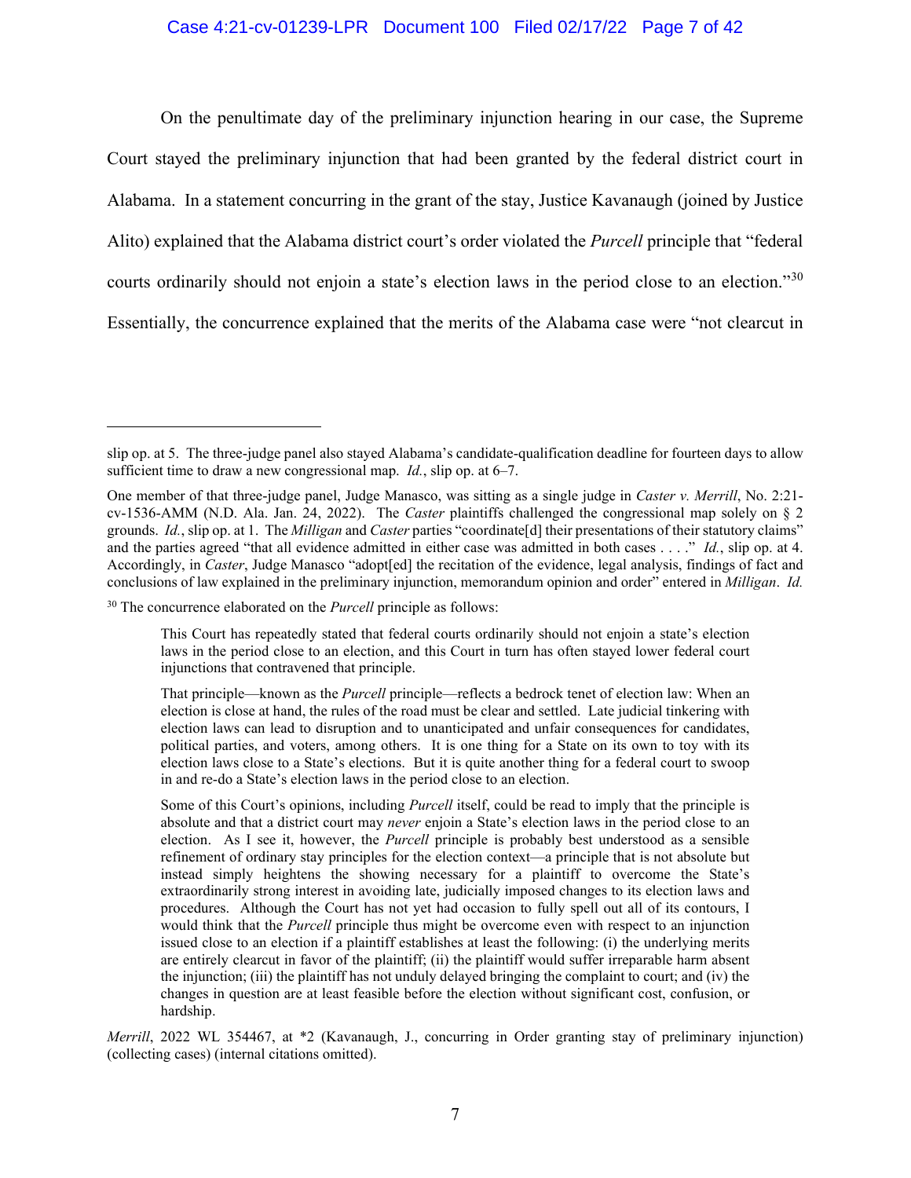On the penultimate day of the preliminary injunction hearing in our case, the Supreme Court stayed the preliminary injunction that had been granted by the federal district court in Alabama. In a statement concurring in the grant of the stay, Justice Kavanaugh (joined by Justice Alito) explained that the Alabama district court's order violated the *Purcell* principle that "federal courts ordinarily should not enjoin a state's election laws in the period close to an election."[30] Essentially, the concurrence explained that the merits of the Alabama case were "not clearcut in

---

slip op. at 5. The three-judge panel also stayed Alabama's candidate-qualification deadline for fourteen days to allow sufficient time to draw a new congressional map. *Id.*, slip op. at 6–7.

One member of that three-judge panel, Judge Manasco, was sitting as a single judge in *Caster v. Merrill*, No. 2:21-cv-1536-AMM (N.D. Ala. Jan. 24, 2022). The *Caster* plaintiffs challenged the congressional map solely on § 2 grounds. *Id.*, slip op. at 1. The *Milligan* and *Caster* parties "coordinate[d] their presentations of their statutory claims" and the parties agreed "that all evidence admitted in either case was admitted in both cases . . . ." *Id.*, slip op. at 4. Accordingly, in *Caster*, Judge Manasco "adopt[ed] the recitation of the evidence, legal analysis, findings of fact and conclusions of law explained in the preliminary injunction, memorandum opinion and order" entered in *Milligan*. *Id.*

[30] The concurrence elaborated on the *Purcell* principle as follows:

> This Court has repeatedly stated that federal courts ordinarily should not enjoin a state's election laws in the period close to an election, and this Court in turn has often stayed lower federal court injunctions that contravened that principle.
>
> That principle—known as the *Purcell* principle—reflects a bedrock tenet of election law: When an election is close at hand, the rules of the road must be clear and settled. Late judicial tinkering with election laws can lead to disruption and to unanticipated and unfair consequences for candidates, political parties, and voters, among others. It is one thing for a State on its own to toy with its election laws close to a State's elections. But it is quite another thing for a federal court to swoop in and re-do a State's election laws in the period close to an election.
>
> Some of this Court's opinions, including *Purcell* itself, could be read to imply that the principle is absolute and that a district court may *never* enjoin a State's election laws in the period close to an election. As I see it, however, the *Purcell* principle is probably best understood as a sensible refinement of ordinary stay principles for the election context—a principle that is not absolute but instead simply heightens the showing necessary for a plaintiff to overcome the State's extraordinarily strong interest in avoiding late, judicially imposed changes to its election laws and procedures. Although the Court has not yet had occasion to fully spell out all of its contours, I would think that the *Purcell* principle thus might be overcome even with respect to an injunction issued close to an election if a plaintiff establishes at least the following: (i) the underlying merits are entirely clearcut in favor of the plaintiff; (ii) the plaintiff would suffer irreparable harm absent the injunction; (iii) the plaintiff has not unduly delayed bringing the complaint to court; and (iv) the changes in question are at least feasible before the election without significant cost, confusion, or hardship.

*Merrill*, 2022 WL 354467, at *2 (Kavanaugh, J., concurring in Order granting stay of preliminary injunction) (collecting cases) (internal citations omitted).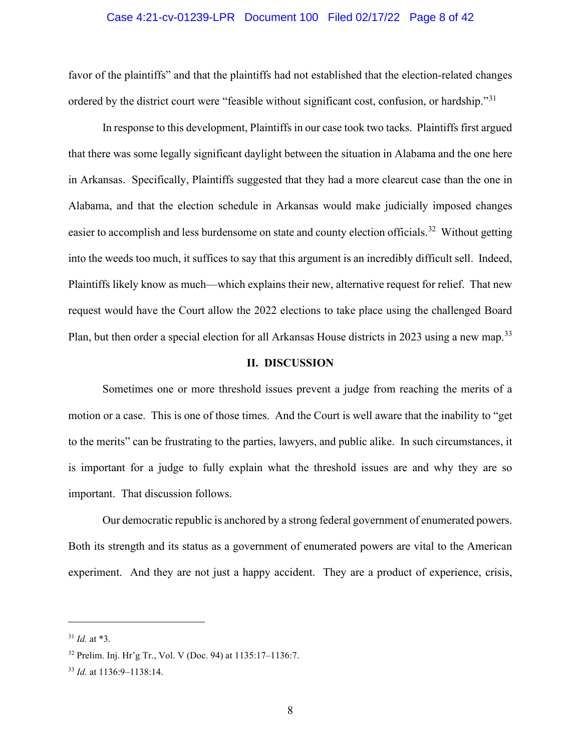favor of the plaintiffs" and that the plaintiffs had not established that the election-related changes ordered by the district court were "feasible without significant cost, confusion, or hardship."[31]

In response to this development, Plaintiffs in our case took two tacks. Plaintiffs first argued that there was some legally significant daylight between the situation in Alabama and the one here in Arkansas. Specifically, Plaintiffs suggested that they had a more clearcut case than the one in Alabama, and that the election schedule in Arkansas would make judicially imposed changes easier to accomplish and less burdensome on state and county election officials.[32] Without getting into the weeds too much, it suffices to say that this argument is an incredibly difficult sell. Indeed, Plaintiffs likely know as much—which explains their new, alternative request for relief. That new request would have the Court allow the 2022 elections to take place using the challenged Board Plan, but then order a special election for all Arkansas House districts in 2023 using a new map.[33]

## II. DISCUSSION

Sometimes one or more threshold issues prevent a judge from reaching the merits of a motion or a case. This is one of those times. And the Court is well aware that the inability to "get to the merits" can be frustrating to the parties, lawyers, and public alike. In such circumstances, it is important for a judge to fully explain what the threshold issues are and why they are so important. That discussion follows.

Our democratic republic is anchored by a strong federal government of enumerated powers. Both its strength and its status as a government of enumerated powers are vital to the American experiment. And they are not just a happy accident. They are a product of experience, crisis,

---

[31] *Id.* at *3.

[32] Prelim. Inj. Hr'g Tr., Vol. V (Doc. 94) at 1135:17–1136:7.

[33] *Id.* at 1136:9–1138:14.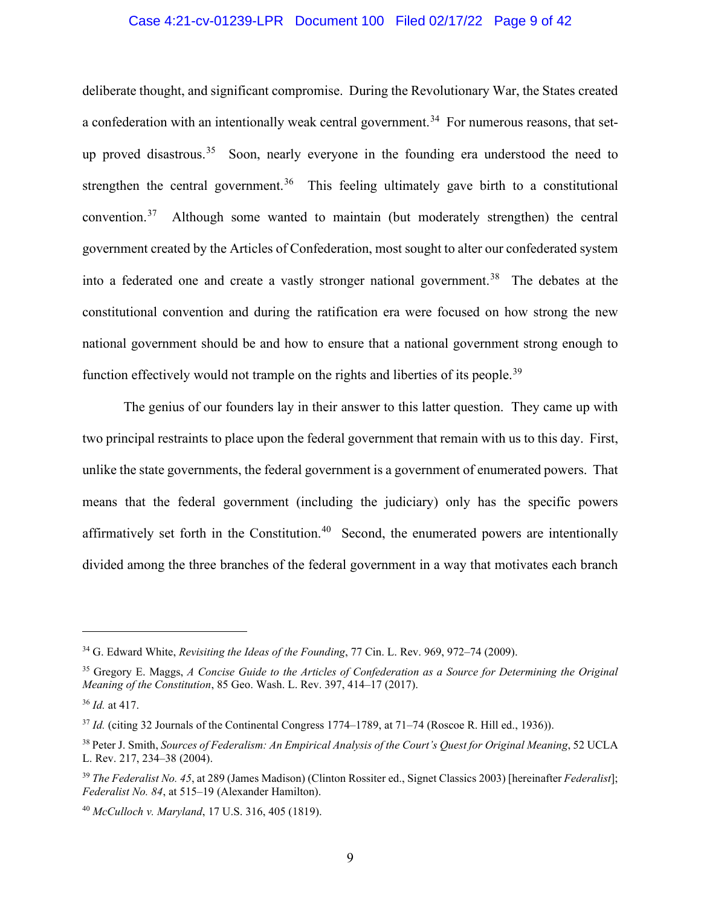deliberate thought, and significant compromise. During the Revolutionary War, the States created a confederation with an intentionally weak central government.[34] For numerous reasons, that set-up proved disastrous.[35] Soon, nearly everyone in the founding era understood the need to strengthen the central government.[36] This feeling ultimately gave birth to a constitutional convention.[37] Although some wanted to maintain (but moderately strengthen) the central government created by the Articles of Confederation, most sought to alter our confederated system into a federated one and create a vastly stronger national government.[38] The debates at the constitutional convention and during the ratification era were focused on how strong the new national government should be and how to ensure that a national government strong enough to function effectively would not trample on the rights and liberties of its people.[39]

The genius of our founders lay in their answer to this latter question. They came up with two principal restraints to place upon the federal government that remain with us to this day. First, unlike the state governments, the federal government is a government of enumerated powers. That means that the federal government (including the judiciary) only has the specific powers affirmatively set forth in the Constitution.[40] Second, the enumerated powers are intentionally divided among the three branches of the federal government in a way that motivates each branch

---

[34] G. Edward White, *Revisiting the Ideas of the Founding*, 77 Cin. L. Rev. 969, 972–74 (2009).

[35] Gregory E. Maggs, *A Concise Guide to the Articles of Confederation as a Source for Determining the Original Meaning of the Constitution*, 85 Geo. Wash. L. Rev. 397, 414–17 (2017).

[36] *Id.* at 417.

[37] *Id.* (citing 32 Journals of the Continental Congress 1774–1789, at 71–74 (Roscoe R. Hill ed., 1936)).

[38] Peter J. Smith, *Sources of Federalism: An Empirical Analysis of the Court's Quest for Original Meaning*, 52 UCLA L. Rev. 217, 234–38 (2004).

[39] *The Federalist No. 45*, at 289 (James Madison) (Clinton Rossiter ed., Signet Classics 2003) [hereinafter *Federalist*]; *Federalist No. 84*, at 515–19 (Alexander Hamilton).

[40] *McCulloch v. Maryland*, 17 U.S. 316, 405 (1819).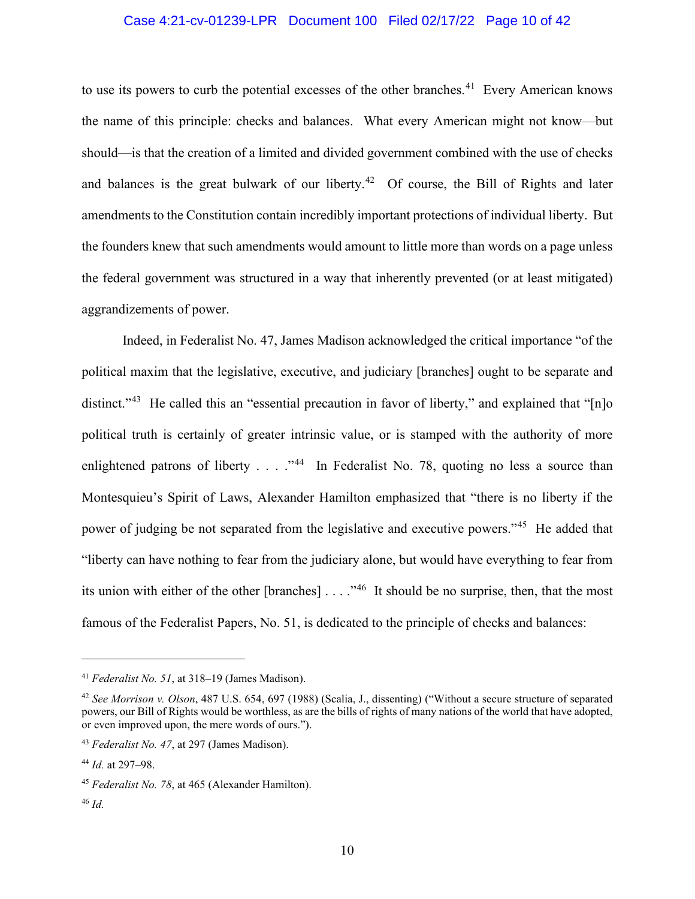to use its powers to curb the potential excesses of the other branches.[41] Every American knows the name of this principle: checks and balances. What every American might not know—but should—is that the creation of a limited and divided government combined with the use of checks and balances is the great bulwark of our liberty.[42] Of course, the Bill of Rights and later amendments to the Constitution contain incredibly important protections of individual liberty. But the founders knew that such amendments would amount to little more than words on a page unless the federal government was structured in a way that inherently prevented (or at least mitigated) aggrandizements of power.

Indeed, in Federalist No. 47, James Madison acknowledged the critical importance "of the political maxim that the legislative, executive, and judiciary [branches] ought to be separate and distinct."[43] He called this an "essential precaution in favor of liberty," and explained that "[n]o political truth is certainly of greater intrinsic value, or is stamped with the authority of more enlightened patrons of liberty . . . ."[44] In Federalist No. 78, quoting no less a source than Montesquieu's Spirit of Laws, Alexander Hamilton emphasized that "there is no liberty if the power of judging be not separated from the legislative and executive powers."[45] He added that "liberty can have nothing to fear from the judiciary alone, but would have everything to fear from its union with either of the other [branches] . . . ."[46] It should be no surprise, then, that the most famous of the Federalist Papers, No. 51, is dedicated to the principle of checks and balances:

---

[41] *Federalist No. 51*, at 318–19 (James Madison).

[42] *See Morrison v. Olson*, 487 U.S. 654, 697 (1988) (Scalia, J., dissenting) ("Without a secure structure of separated powers, our Bill of Rights would be worthless, as are the bills of rights of many nations of the world that have adopted, or even improved upon, the mere words of ours.").

[43] *Federalist No. 47*, at 297 (James Madison).

[44] *Id.* at 297–98.

[45] *Federalist No. 78*, at 465 (Alexander Hamilton).

[46] *Id.*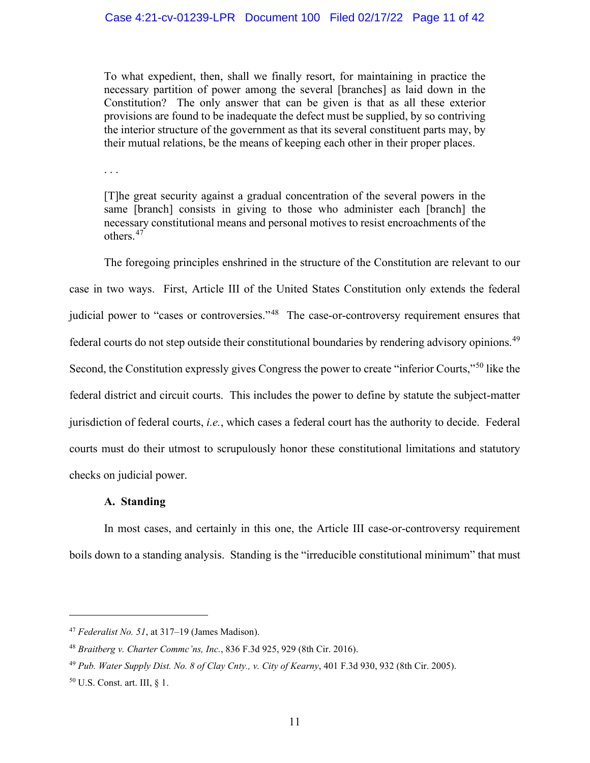> To what expedient, then, shall we finally resort, for maintaining in practice the necessary partition of power among the several [branches] as laid down in the Constitution? The only answer that can be given is that as all these exterior provisions are found to be inadequate the defect must be supplied, by so contriving the interior structure of the government as that its several constituent parts may, by their mutual relations, be the means of keeping each other in their proper places.
>
> . . .
>
> [T]he great security against a gradual concentration of the several powers in the same [branch] consists in giving to those who administer each [branch] the necessary constitutional means and personal motives to resist encroachments of the others.[47]

The foregoing principles enshrined in the structure of the Constitution are relevant to our case in two ways. First, Article III of the United States Constitution only extends the federal judicial power to "cases or controversies."[48] The case-or-controversy requirement ensures that federal courts do not step outside their constitutional boundaries by rendering advisory opinions.[49] Second, the Constitution expressly gives Congress the power to create "inferior Courts,"[50] like the federal district and circuit courts. This includes the power to define by statute the subject-matter jurisdiction of federal courts, *i.e.*, which cases a federal court has the authority to decide. Federal courts must do their utmost to scrupulously honor these constitutional limitations and statutory checks on judicial power.

### A. Standing

In most cases, and certainly in this one, the Article III case-or-controversy requirement boils down to a standing analysis. Standing is the "irreducible constitutional minimum" that must

---

[47] *Federalist No. 51*, at 317–19 (James Madison).

[48] *Braitberg v. Charter Commc'ns, Inc.*, 836 F.3d 925, 929 (8th Cir. 2016).

[49] *Pub. Water Supply Dist. No. 8 of Clay Cnty., v. City of Kearny*, 401 F.3d 930, 932 (8th Cir. 2005).

[50] U.S. Const. art. III, § 1.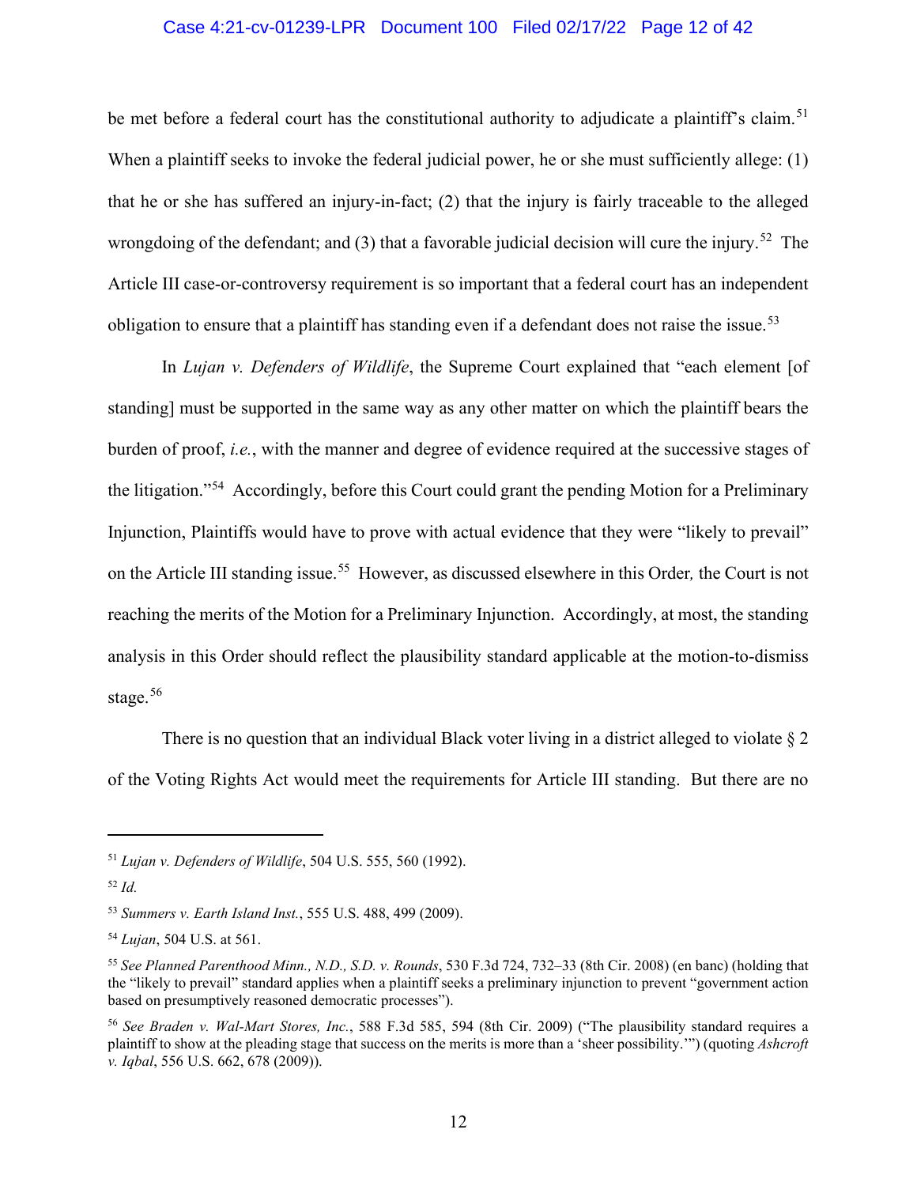be met before a federal court has the constitutional authority to adjudicate a plaintiff's claim.[51] When a plaintiff seeks to invoke the federal judicial power, he or she must sufficiently allege: (1) that he or she has suffered an injury-in-fact; (2) that the injury is fairly traceable to the alleged wrongdoing of the defendant; and (3) that a favorable judicial decision will cure the injury.[52] The Article III case-or-controversy requirement is so important that a federal court has an independent obligation to ensure that a plaintiff has standing even if a defendant does not raise the issue.[53]

In *Lujan v. Defenders of Wildlife*, the Supreme Court explained that "each element [of standing] must be supported in the same way as any other matter on which the plaintiff bears the burden of proof, *i.e.*, with the manner and degree of evidence required at the successive stages of the litigation."[54] Accordingly, before this Court could grant the pending Motion for a Preliminary Injunction, Plaintiffs would have to prove with actual evidence that they were "likely to prevail" on the Article III standing issue.[55] However, as discussed elsewhere in this Order*,* the Court is not reaching the merits of the Motion for a Preliminary Injunction. Accordingly, at most, the standing analysis in this Order should reflect the plausibility standard applicable at the motion-to-dismiss stage.[56]

There is no question that an individual Black voter living in a district alleged to violate § 2 of the Voting Rights Act would meet the requirements for Article III standing. But there are no

---

[51] *Lujan v. Defenders of Wildlife*, 504 U.S. 555, 560 (1992).

[52] *Id.*

[53] *Summers v. Earth Island Inst.*, 555 U.S. 488, 499 (2009).

[54] *Lujan*, 504 U.S. at 561.

[55] *See Planned Parenthood Minn., N.D., S.D. v. Rounds*, 530 F.3d 724, 732–33 (8th Cir. 2008) (en banc) (holding that the "likely to prevail" standard applies when a plaintiff seeks a preliminary injunction to prevent "government action based on presumptively reasoned democratic processes").

[56] *See Braden v. Wal-Mart Stores, Inc.*, 588 F.3d 585, 594 (8th Cir. 2009) ("The plausibility standard requires a plaintiff to show at the pleading stage that success on the merits is more than a 'sheer possibility.'") (quoting *Ashcroft v. Iqbal*, 556 U.S. 662, 678 (2009)).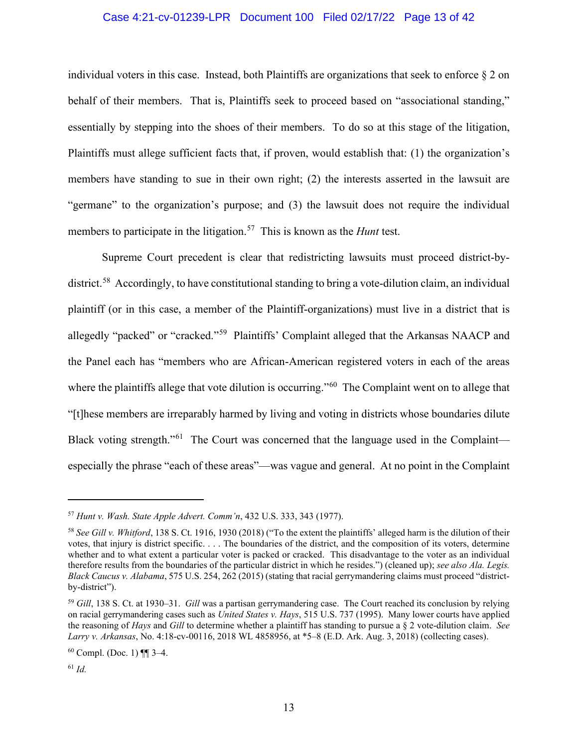individual voters in this case. Instead, both Plaintiffs are organizations that seek to enforce § 2 on behalf of their members. That is, Plaintiffs seek to proceed based on "associational standing," essentially by stepping into the shoes of their members. To do so at this stage of the litigation, Plaintiffs must allege sufficient facts that, if proven, would establish that: (1) the organization's members have standing to sue in their own right; (2) the interests asserted in the lawsuit are "germane" to the organization's purpose; and (3) the lawsuit does not require the individual members to participate in the litigation.[57] This is known as the *Hunt* test.

Supreme Court precedent is clear that redistricting lawsuits must proceed district-by-district.[58] Accordingly, to have constitutional standing to bring a vote-dilution claim, an individual plaintiff (or in this case, a member of the Plaintiff-organizations) must live in a district that is allegedly "packed" or "cracked."[59] Plaintiffs' Complaint alleged that the Arkansas NAACP and the Panel each has "members who are African-American registered voters in each of the areas where the plaintiffs allege that vote dilution is occurring."[60] The Complaint went on to allege that "[t]hese members are irreparably harmed by living and voting in districts whose boundaries dilute Black voting strength."[61] The Court was concerned that the language used in the Complaint—especially the phrase "each of these areas"—was vague and general. At no point in the Complaint

---

[57] *Hunt v. Wash. State Apple Advert. Comm'n*, 432 U.S. 333, 343 (1977).

[58] *See Gill v. Whitford*, 138 S. Ct. 1916, 1930 (2018) ("To the extent the plaintiffs' alleged harm is the dilution of their votes, that injury is district specific. . . . The boundaries of the district, and the composition of its voters, determine whether and to what extent a particular voter is packed or cracked. This disadvantage to the voter as an individual therefore results from the boundaries of the particular district in which he resides.") (cleaned up); *see also Ala. Legis. Black Caucus v. Alabama*, 575 U.S. 254, 262 (2015) (stating that racial gerrymandering claims must proceed "district-by-district").

[59] *Gill*, 138 S. Ct. at 1930–31. *Gill* was a partisan gerrymandering case. The Court reached its conclusion by relying on racial gerrymandering cases such as *United States v. Hays*, 515 U.S. 737 (1995). Many lower courts have applied the reasoning of *Hays* and *Gill* to determine whether a plaintiff has standing to pursue a § 2 vote-dilution claim. *See Larry v. Arkansas*, No. 4:18-cv-00116, 2018 WL 4858956, at *5–8 (E.D. Ark. Aug. 3, 2018) (collecting cases).

[60] Compl. (Doc. 1) ¶¶ 3–4.

[61] *Id.*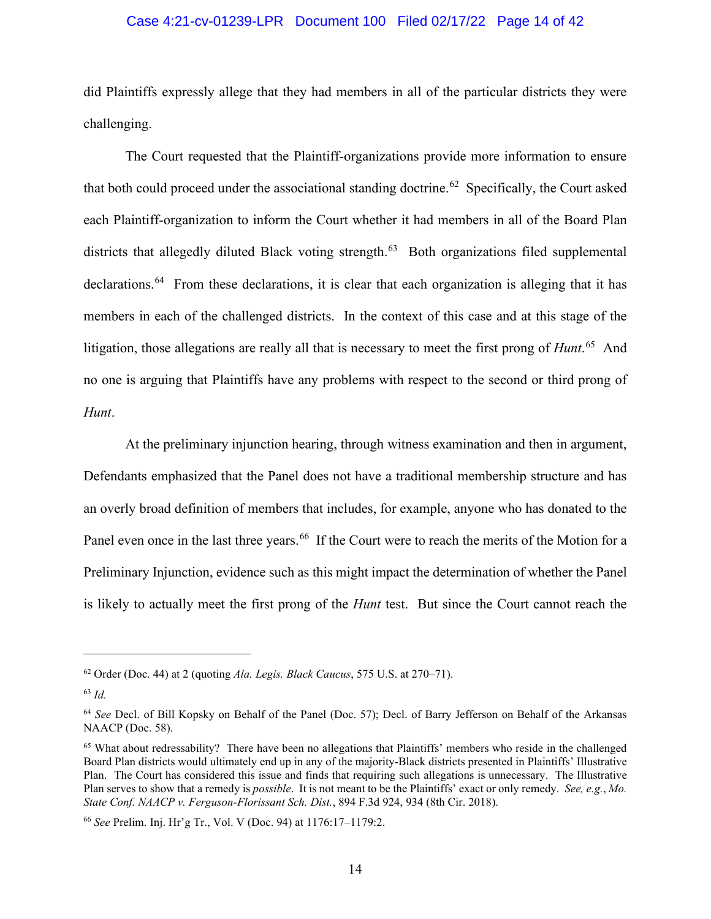did Plaintiffs expressly allege that they had members in all of the particular districts they were challenging.

The Court requested that the Plaintiff-organizations provide more information to ensure that both could proceed under the associational standing doctrine.[62] Specifically, the Court asked each Plaintiff-organization to inform the Court whether it had members in all of the Board Plan districts that allegedly diluted Black voting strength.[63] Both organizations filed supplemental declarations.[64] From these declarations, it is clear that each organization is alleging that it has members in each of the challenged districts. In the context of this case and at this stage of the litigation, those allegations are really all that is necessary to meet the first prong of *Hunt*.[65] And no one is arguing that Plaintiffs have any problems with respect to the second or third prong of *Hunt*.

At the preliminary injunction hearing, through witness examination and then in argument, Defendants emphasized that the Panel does not have a traditional membership structure and has an overly broad definition of members that includes, for example, anyone who has donated to the Panel even once in the last three years.[66] If the Court were to reach the merits of the Motion for a Preliminary Injunction, evidence such as this might impact the determination of whether the Panel is likely to actually meet the first prong of the *Hunt* test. But since the Court cannot reach the

---

[62] Order (Doc. 44) at 2 (quoting *Ala. Legis. Black Caucus*, 575 U.S. at 270–71).

[63] *Id.*

[64] *See* Decl. of Bill Kopsky on Behalf of the Panel (Doc. 57); Decl. of Barry Jefferson on Behalf of the Arkansas NAACP (Doc. 58).

[65] What about redressability? There have been no allegations that Plaintiffs' members who reside in the challenged Board Plan districts would ultimately end up in any of the majority-Black districts presented in Plaintiffs' Illustrative Plan. The Court has considered this issue and finds that requiring such allegations is unnecessary. The Illustrative Plan serves to show that a remedy is *possible*. It is not meant to be the Plaintiffs' exact or only remedy. *See, e.g.*, *Mo. State Conf. NAACP v. Ferguson-Florissant Sch. Dist.*, 894 F.3d 924, 934 (8th Cir. 2018).

[66] *See* Prelim. Inj. Hr'g Tr., Vol. V (Doc. 94) at 1176:17–1179:2.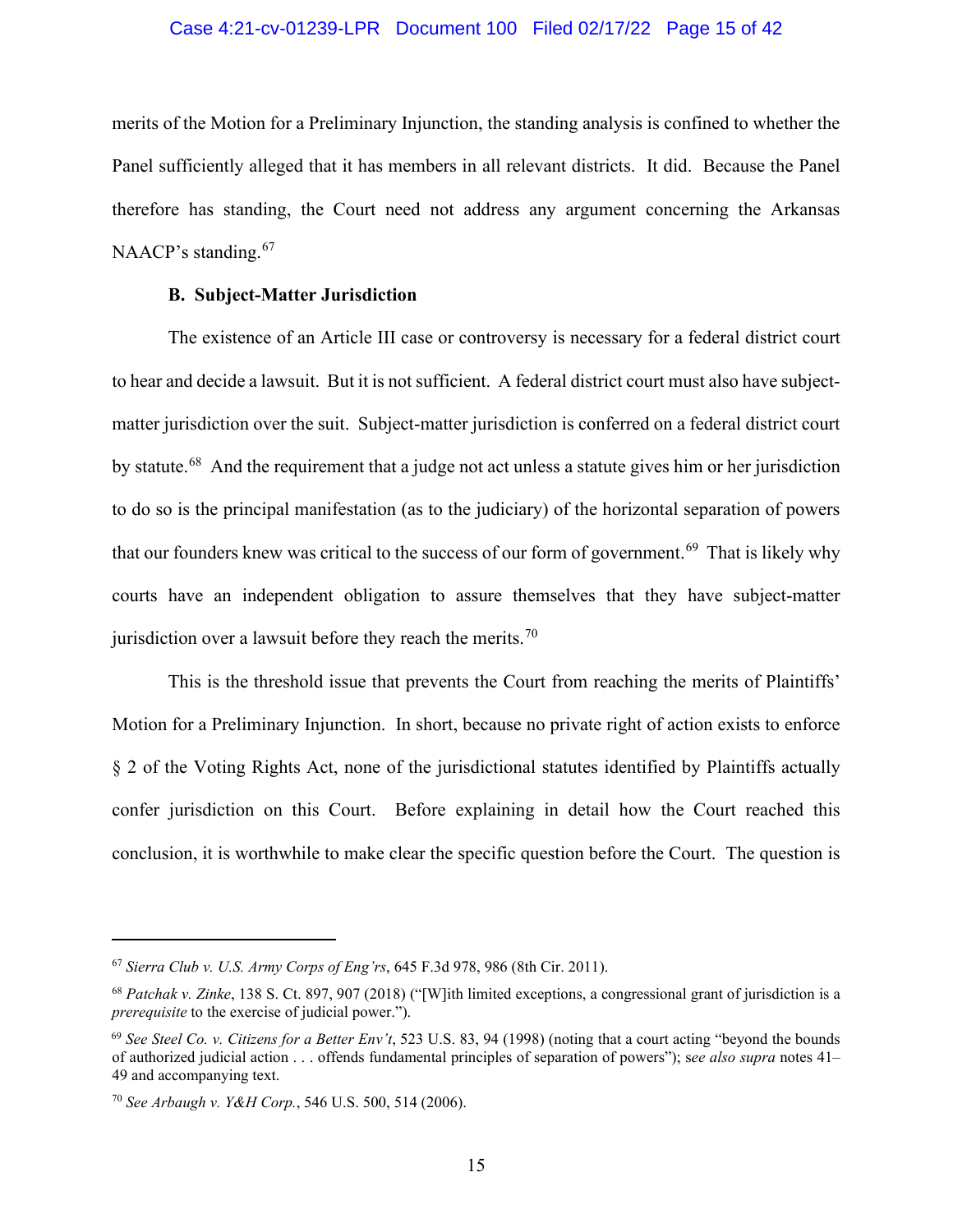merits of the Motion for a Preliminary Injunction, the standing analysis is confined to whether the Panel sufficiently alleged that it has members in all relevant districts. It did. Because the Panel therefore has standing, the Court need not address any argument concerning the Arkansas NAACP's standing.[67]

**B. Subject-Matter Jurisdiction**

The existence of an Article III case or controversy is necessary for a federal district court to hear and decide a lawsuit. But it is not sufficient. A federal district court must also have subject-matter jurisdiction over the suit. Subject-matter jurisdiction is conferred on a federal district court by statute.[68] And the requirement that a judge not act unless a statute gives him or her jurisdiction to do so is the principal manifestation (as to the judiciary) of the horizontal separation of powers that our founders knew was critical to the success of our form of government.[69] That is likely why courts have an independent obligation to assure themselves that they have subject-matter jurisdiction over a lawsuit before they reach the merits.[70]

This is the threshold issue that prevents the Court from reaching the merits of Plaintiffs' Motion for a Preliminary Injunction. In short, because no private right of action exists to enforce § 2 of the Voting Rights Act, none of the jurisdictional statutes identified by Plaintiffs actually confer jurisdiction on this Court. Before explaining in detail how the Court reached this conclusion, it is worthwhile to make clear the specific question before the Court. The question is

---

[67] *Sierra Club v. U.S. Army Corps of Eng'rs*, 645 F.3d 978, 986 (8th Cir. 2011).

[68] *Patchak v. Zinke*, 138 S. Ct. 897, 907 (2018) ("[W]ith limited exceptions, a congressional grant of jurisdiction is a *prerequisite* to the exercise of judicial power.").

[69] *See Steel Co. v. Citizens for a Better Env't*, 523 U.S. 83, 94 (1998) (noting that a court acting "beyond the bounds of authorized judicial action . . . offends fundamental principles of separation of powers"); *see also supra* notes 41–49 and accompanying text.

[70] *See Arbaugh v. Y&H Corp.*, 546 U.S. 500, 514 (2006).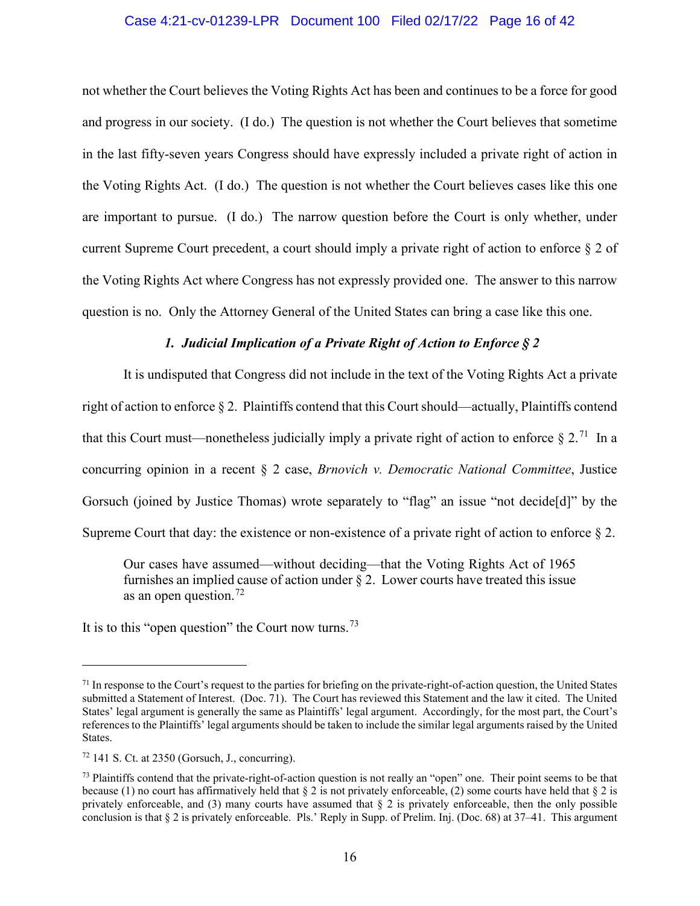not whether the Court believes the Voting Rights Act has been and continues to be a force for good and progress in our society. (I do.) The question is not whether the Court believes that sometime in the last fifty-seven years Congress should have expressly included a private right of action in the Voting Rights Act. (I do.) The question is not whether the Court believes cases like this one are important to pursue. (I do.) The narrow question before the Court is only whether, under current Supreme Court precedent, a court should imply a private right of action to enforce § 2 of the Voting Rights Act where Congress has not expressly provided one. The answer to this narrow question is no. Only the Attorney General of the United States can bring a case like this one.

### *1. Judicial Implication of a Private Right of Action to Enforce § 2*

It is undisputed that Congress did not include in the text of the Voting Rights Act a private right of action to enforce § 2. Plaintiffs contend that this Court should—actually, Plaintiffs contend that this Court must—nonetheless judicially imply a private right of action to enforce § 2.[71] In a concurring opinion in a recent § 2 case, *Brnovich v. Democratic National Committee*, Justice Gorsuch (joined by Justice Thomas) wrote separately to "flag" an issue "not decide[d]" by the Supreme Court that day: the existence or non-existence of a private right of action to enforce § 2.

> Our cases have assumed—without deciding—that the Voting Rights Act of 1965 furnishes an implied cause of action under § 2. Lower courts have treated this issue as an open question.[72]

It is to this "open question" the Court now turns.[73]

---

[71] In response to the Court's request to the parties for briefing on the private-right-of-action question, the United States submitted a Statement of Interest. (Doc. 71). The Court has reviewed this Statement and the law it cited. The United States' legal argument is generally the same as Plaintiffs' legal argument. Accordingly, for the most part, the Court's references to the Plaintiffs' legal arguments should be taken to include the similar legal arguments raised by the United States.

[72] 141 S. Ct. at 2350 (Gorsuch, J., concurring).

[73] Plaintiffs contend that the private-right-of-action question is not really an "open" one. Their point seems to be that because (1) no court has affirmatively held that § 2 is not privately enforceable, (2) some courts have held that § 2 is privately enforceable, and (3) many courts have assumed that § 2 is privately enforceable, then the only possible conclusion is that § 2 is privately enforceable. Pls.' Reply in Supp. of Prelim. Inj. (Doc. 68) at 37–41. This argument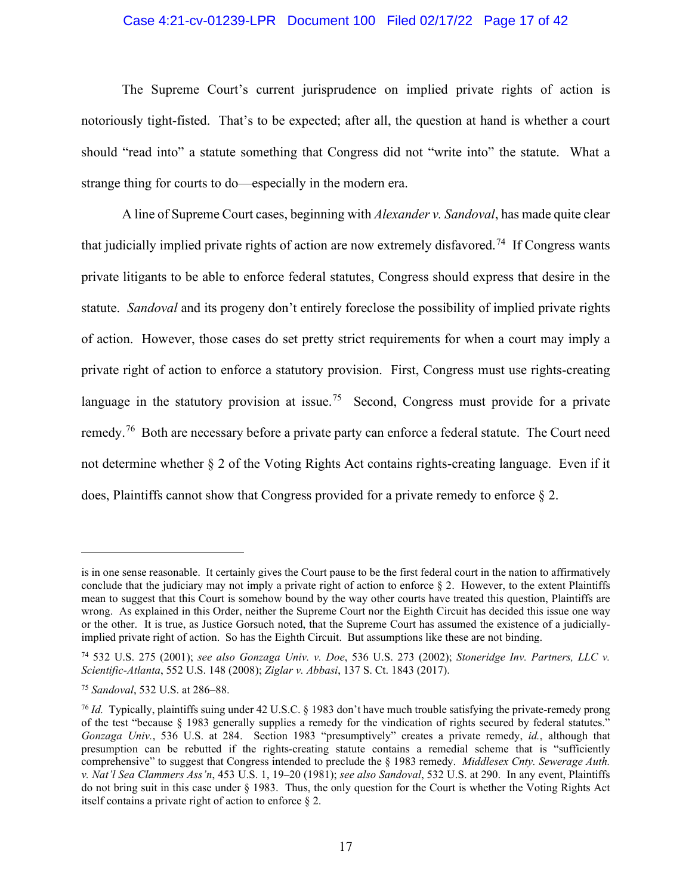The Supreme Court's current jurisprudence on implied private rights of action is notoriously tight-fisted. That's to be expected; after all, the question at hand is whether a court should "read into" a statute something that Congress did not "write into" the statute. What a strange thing for courts to do—especially in the modern era.

A line of Supreme Court cases, beginning with *Alexander v. Sandoval*, has made quite clear that judicially implied private rights of action are now extremely disfavored.[74] If Congress wants private litigants to be able to enforce federal statutes, Congress should express that desire in the statute. *Sandoval* and its progeny don't entirely foreclose the possibility of implied private rights of action. However, those cases do set pretty strict requirements for when a court may imply a private right of action to enforce a statutory provision. First, Congress must use rights-creating language in the statutory provision at issue.[75] Second, Congress must provide for a private remedy.[76] Both are necessary before a private party can enforce a federal statute. The Court need not determine whether § 2 of the Voting Rights Act contains rights-creating language. Even if it does, Plaintiffs cannot show that Congress provided for a private remedy to enforce § 2.

---

is in one sense reasonable. It certainly gives the Court pause to be the first federal court in the nation to affirmatively conclude that the judiciary may not imply a private right of action to enforce § 2. However, to the extent Plaintiffs mean to suggest that this Court is somehow bound by the way other courts have treated this question, Plaintiffs are wrong. As explained in this Order, neither the Supreme Court nor the Eighth Circuit has decided this issue one way or the other. It is true, as Justice Gorsuch noted, that the Supreme Court has assumed the existence of a judicially-implied private right of action. So has the Eighth Circuit. But assumptions like these are not binding.

[74] 532 U.S. 275 (2001); *see also Gonzaga Univ. v. Doe*, 536 U.S. 273 (2002); *Stoneridge Inv. Partners, LLC v. Scientific-Atlanta*, 552 U.S. 148 (2008); *Ziglar v. Abbasi*, 137 S. Ct. 1843 (2017).

[75] *Sandoval*, 532 U.S. at 286–88.

[76] *Id.* Typically, plaintiffs suing under 42 U.S.C. § 1983 don't have much trouble satisfying the private-remedy prong of the test "because § 1983 generally supplies a remedy for the vindication of rights secured by federal statutes." *Gonzaga Univ.*, 536 U.S. at 284. Section 1983 "presumptively" creates a private remedy, *id.*, although that presumption can be rebutted if the rights-creating statute contains a remedial scheme that is "sufficiently comprehensive" to suggest that Congress intended to preclude the § 1983 remedy. *Middlesex Cnty. Sewerage Auth. v. Nat'l Sea Clammers Ass'n*, 453 U.S. 1, 19–20 (1981); *see also Sandoval*, 532 U.S. at 290. In any event, Plaintiffs do not bring suit in this case under § 1983. Thus, the only question for the Court is whether the Voting Rights Act itself contains a private right of action to enforce § 2.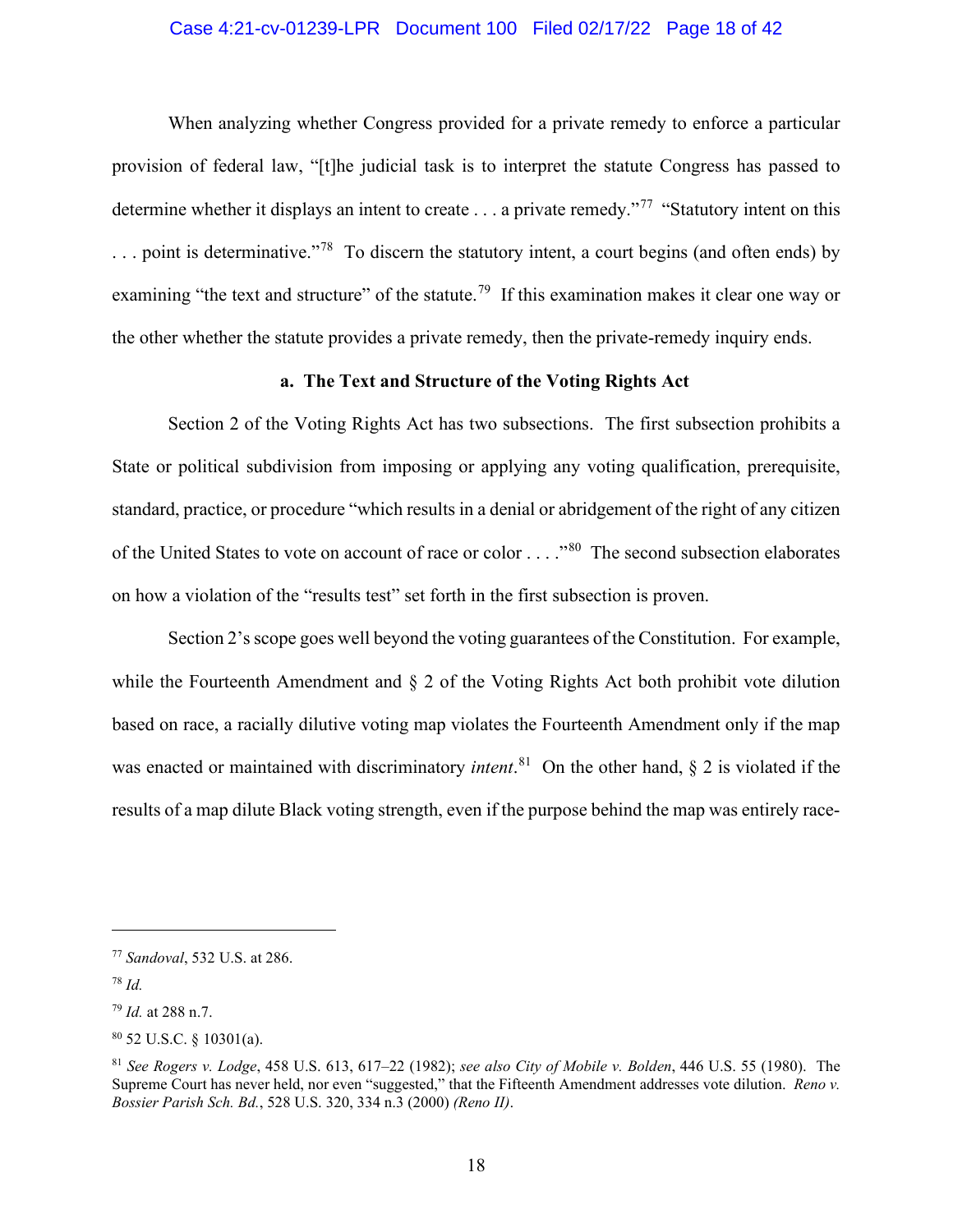When analyzing whether Congress provided for a private remedy to enforce a particular provision of federal law, "[t]he judicial task is to interpret the statute Congress has passed to determine whether it displays an intent to create . . . a private remedy."[77] "Statutory intent on this . . . point is determinative."[78] To discern the statutory intent, a court begins (and often ends) by examining "the text and structure" of the statute.[79] If this examination makes it clear one way or the other whether the statute provides a private remedy, then the private-remedy inquiry ends.

### a. The Text and Structure of the Voting Rights Act

Section 2 of the Voting Rights Act has two subsections. The first subsection prohibits a State or political subdivision from imposing or applying any voting qualification, prerequisite, standard, practice, or procedure "which results in a denial or abridgement of the right of any citizen of the United States to vote on account of race or color . . . ."[80] The second subsection elaborates on how a violation of the "results test" set forth in the first subsection is proven.

Section 2's scope goes well beyond the voting guarantees of the Constitution. For example, while the Fourteenth Amendment and § 2 of the Voting Rights Act both prohibit vote dilution based on race, a racially dilutive voting map violates the Fourteenth Amendment only if the map was enacted or maintained with discriminatory *intent*.[81] On the other hand, § 2 is violated if the results of a map dilute Black voting strength, even if the purpose behind the map was entirely race-

---

[77] *Sandoval*, 532 U.S. at 286.

[78] *Id.*

[79] *Id.* at 288 n.7.

[80] 52 U.S.C. § 10301(a).

[81] *See Rogers v. Lodge*, 458 U.S. 613, 617–22 (1982); *see also City of Mobile v. Bolden*, 446 U.S. 55 (1980). The Supreme Court has never held, nor even "suggested," that the Fifteenth Amendment addresses vote dilution. *Reno v. Bossier Parish Sch. Bd.*, 528 U.S. 320, 334 n.3 (2000) *(Reno II)*.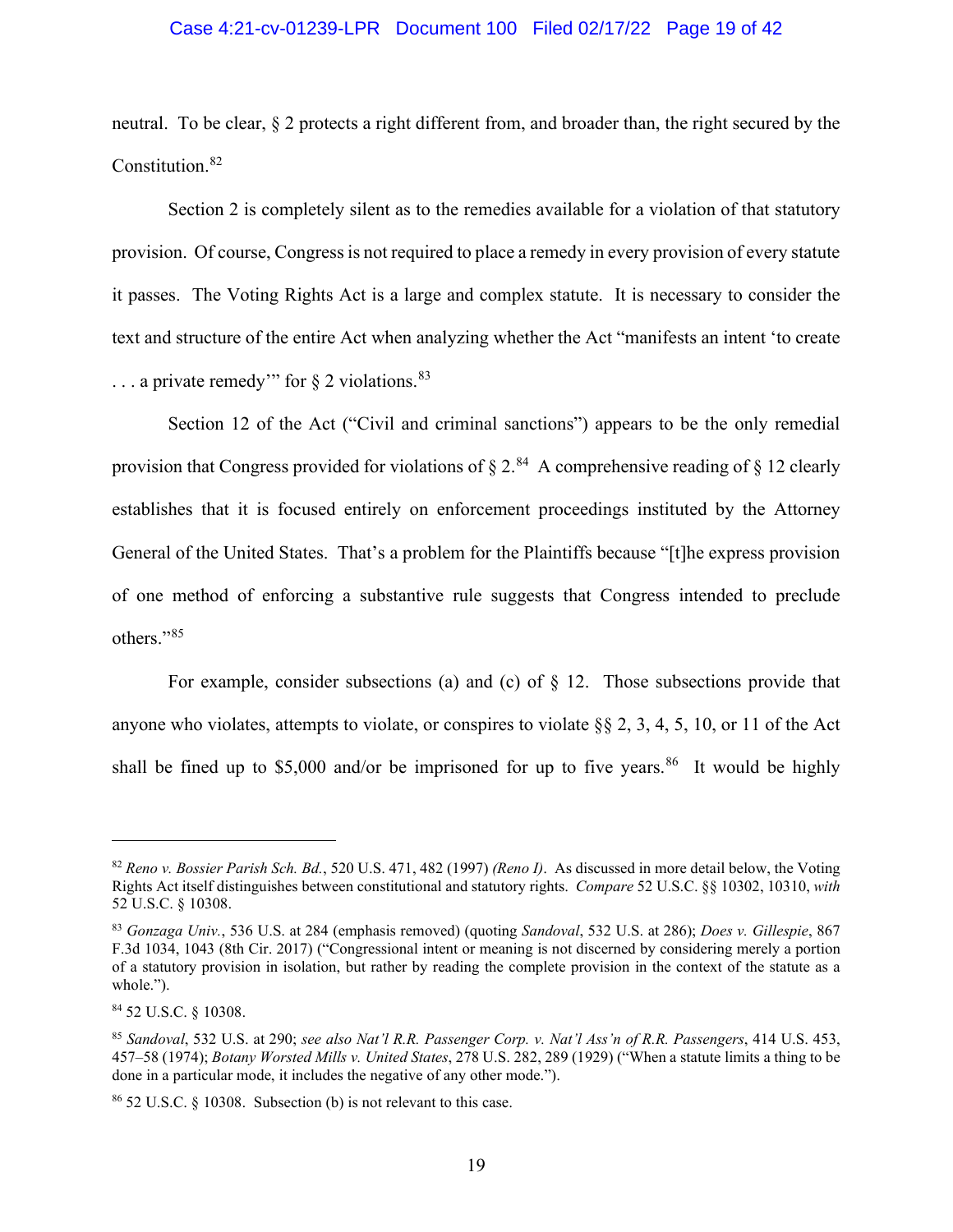neutral. To be clear, § 2 protects a right different from, and broader than, the right secured by the Constitution.[82]

Section 2 is completely silent as to the remedies available for a violation of that statutory provision. Of course, Congress is not required to place a remedy in every provision of every statute it passes. The Voting Rights Act is a large and complex statute. It is necessary to consider the text and structure of the entire Act when analyzing whether the Act "manifests an intent 'to create . . . a private remedy'" for § 2 violations.[83]

Section 12 of the Act ("Civil and criminal sanctions") appears to be the only remedial provision that Congress provided for violations of § 2.[84] A comprehensive reading of § 12 clearly establishes that it is focused entirely on enforcement proceedings instituted by the Attorney General of the United States. That's a problem for the Plaintiffs because "[t]he express provision of one method of enforcing a substantive rule suggests that Congress intended to preclude others."[85]

For example, consider subsections (a) and (c) of § 12. Those subsections provide that anyone who violates, attempts to violate, or conspires to violate §§ 2, 3, 4, 5, 10, or 11 of the Act shall be fined up to $5,000 and/or be imprisoned for up to five years.[86] It would be highly

---

[82] *Reno v. Bossier Parish Sch. Bd.*, 520 U.S. 471, 482 (1997) *(Reno I)*. As discussed in more detail below, the Voting Rights Act itself distinguishes between constitutional and statutory rights. *Compare* 52 U.S.C. §§ 10302, 10310, *with* 52 U.S.C. § 10308.

[83] *Gonzaga Univ.*, 536 U.S. at 284 (emphasis removed) (quoting *Sandoval*, 532 U.S. at 286); *Does v. Gillespie*, 867 F.3d 1034, 1043 (8th Cir. 2017) ("Congressional intent or meaning is not discerned by considering merely a portion of a statutory provision in isolation, but rather by reading the complete provision in the context of the statute as a whole.").

[84] 52 U.S.C. § 10308.

[85] *Sandoval*, 532 U.S. at 290; *see also Nat'l R.R. Passenger Corp. v. Nat'l Ass'n of R.R. Passengers*, 414 U.S. 453, 457–58 (1974); *Botany Worsted Mills v. United States*, 278 U.S. 282, 289 (1929) ("When a statute limits a thing to be done in a particular mode, it includes the negative of any other mode.").

[86] 52 U.S.C. § 10308. Subsection (b) is not relevant to this case.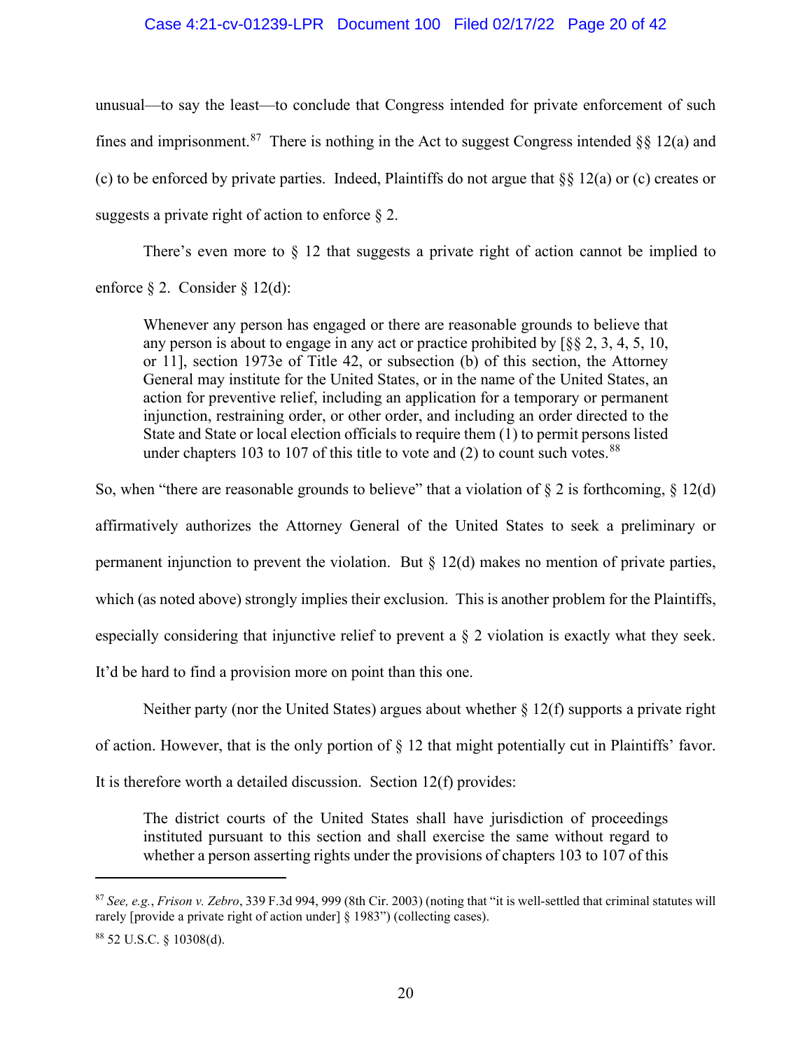unusual—to say the least—to conclude that Congress intended for private enforcement of such fines and imprisonment.[87] There is nothing in the Act to suggest Congress intended §§ 12(a) and (c) to be enforced by private parties. Indeed, Plaintiffs do not argue that §§ 12(a) or (c) creates or suggests a private right of action to enforce § 2.

There's even more to § 12 that suggests a private right of action cannot be implied to enforce § 2. Consider § 12(d):

> Whenever any person has engaged or there are reasonable grounds to believe that any person is about to engage in any act or practice prohibited by [§§ 2, 3, 4, 5, 10, or 11], section 1973e of Title 42, or subsection (b) of this section, the Attorney General may institute for the United States, or in the name of the United States, an action for preventive relief, including an application for a temporary or permanent injunction, restraining order, or other order, and including an order directed to the State and State or local election officials to require them (1) to permit persons listed under chapters 103 to 107 of this title to vote and (2) to count such votes.[88]

So, when "there are reasonable grounds to believe" that a violation of § 2 is forthcoming, § 12(d) affirmatively authorizes the Attorney General of the United States to seek a preliminary or permanent injunction to prevent the violation. But § 12(d) makes no mention of private parties, which (as noted above) strongly implies their exclusion. This is another problem for the Plaintiffs, especially considering that injunctive relief to prevent a § 2 violation is exactly what they seek. It'd be hard to find a provision more on point than this one.

Neither party (nor the United States) argues about whether § 12(f) supports a private right of action. However, that is the only portion of § 12 that might potentially cut in Plaintiffs' favor. It is therefore worth a detailed discussion. Section 12(f) provides:

> The district courts of the United States shall have jurisdiction of proceedings instituted pursuant to this section and shall exercise the same without regard to whether a person asserting rights under the provisions of chapters 103 to 107 of this

---

[87] *See, e.g.*, *Frison v. Zebro*, 339 F.3d 994, 999 (8th Cir. 2003) (noting that "it is well-settled that criminal statutes will rarely [provide a private right of action under] § 1983") (collecting cases).

[88] 52 U.S.C. § 10308(d).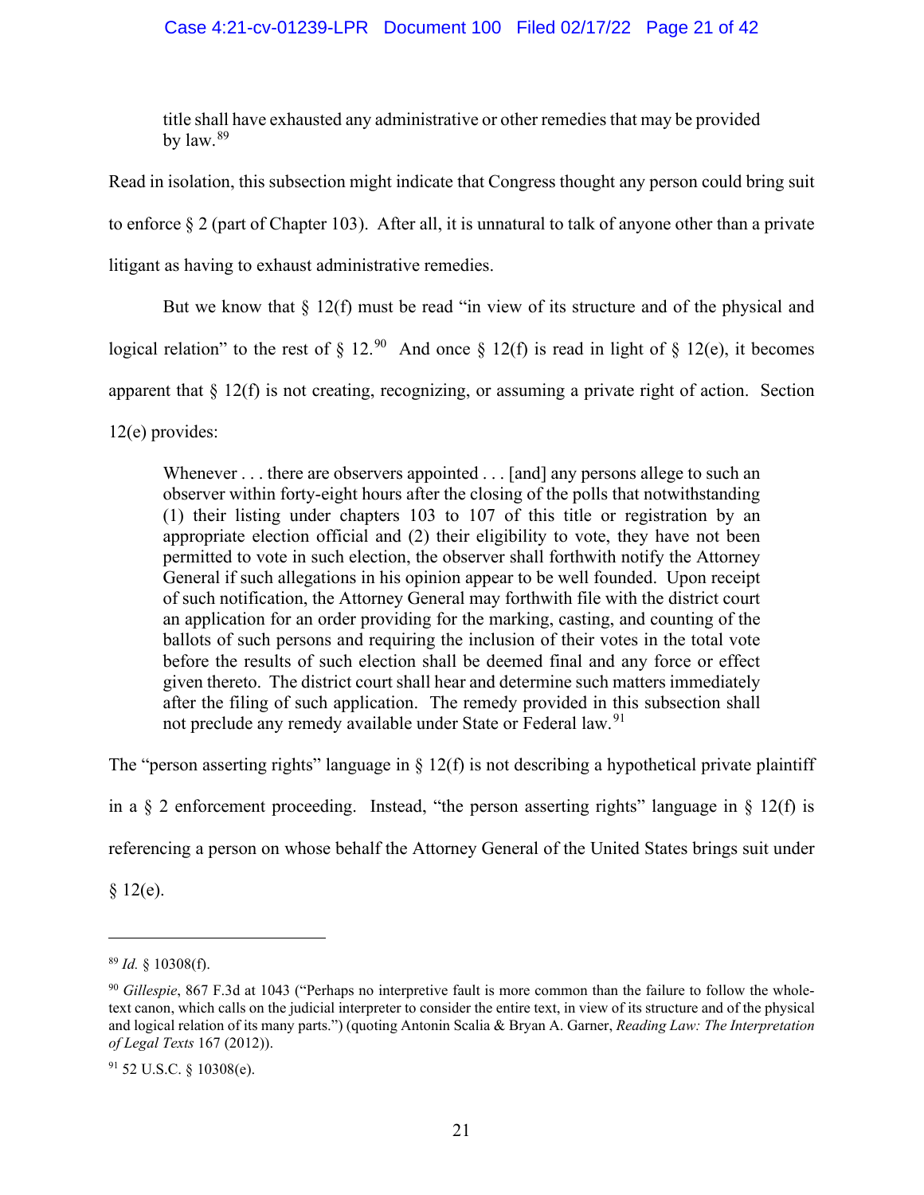> title shall have exhausted any administrative or other remedies that may be provided by law.[89]

Read in isolation, this subsection might indicate that Congress thought any person could bring suit to enforce § 2 (part of Chapter 103). After all, it is unnatural to talk of anyone other than a private litigant as having to exhaust administrative remedies.

But we know that § 12(f) must be read "in view of its structure and of the physical and logical relation" to the rest of § 12.[90] And once § 12(f) is read in light of § 12(e), it becomes apparent that § 12(f) is not creating, recognizing, or assuming a private right of action. Section 12(e) provides:

> Whenever . . . there are observers appointed . . . [and] any persons allege to such an observer within forty-eight hours after the closing of the polls that notwithstanding (1) their listing under chapters 103 to 107 of this title or registration by an appropriate election official and (2) their eligibility to vote, they have not been permitted to vote in such election, the observer shall forthwith notify the Attorney General if such allegations in his opinion appear to be well founded. Upon receipt of such notification, the Attorney General may forthwith file with the district court an application for an order providing for the marking, casting, and counting of the ballots of such persons and requiring the inclusion of their votes in the total vote before the results of such election shall be deemed final and any force or effect given thereto. The district court shall hear and determine such matters immediately after the filing of such application. The remedy provided in this subsection shall not preclude any remedy available under State or Federal law.[91]

The "person asserting rights" language in § 12(f) is not describing a hypothetical private plaintiff in a § 2 enforcement proceeding. Instead, "the person asserting rights" language in § 12(f) is referencing a person on whose behalf the Attorney General of the United States brings suit under § 12(e).

---

[89] *Id.* § 10308(f).

[90] *Gillespie*, 867 F.3d at 1043 ("Perhaps no interpretive fault is more common than the failure to follow the whole-text canon, which calls on the judicial interpreter to consider the entire text, in view of its structure and of the physical and logical relation of its many parts.") (quoting Antonin Scalia & Bryan A. Garner, *Reading Law: The Interpretation of Legal Texts* 167 (2012)).

[91] 52 U.S.C. § 10308(e).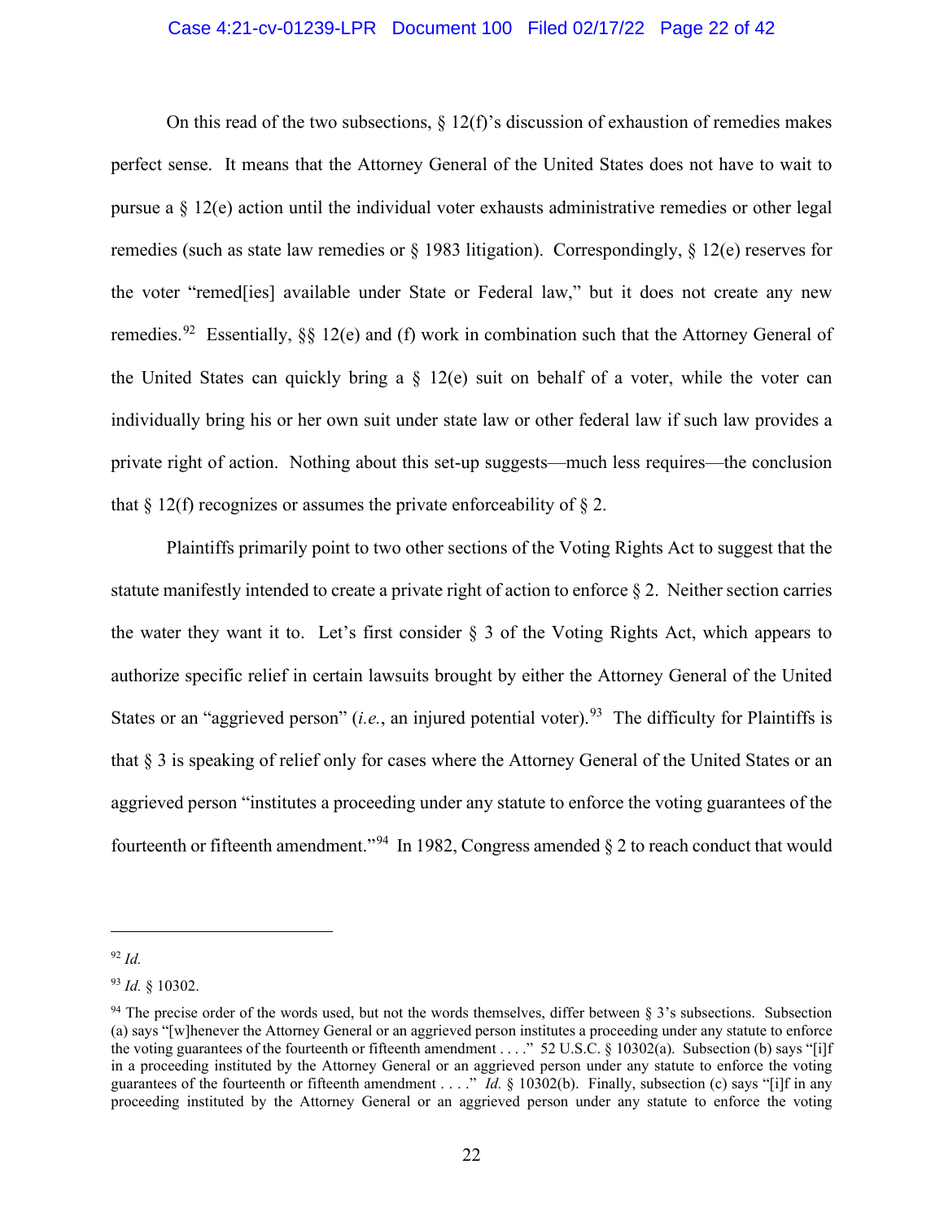On this read of the two subsections, § 12(f)'s discussion of exhaustion of remedies makes perfect sense. It means that the Attorney General of the United States does not have to wait to pursue a § 12(e) action until the individual voter exhausts administrative remedies or other legal remedies (such as state law remedies or § 1983 litigation). Correspondingly, § 12(e) reserves for the voter "remed[ies] available under State or Federal law," but it does not create any new remedies.[92] Essentially, §§ 12(e) and (f) work in combination such that the Attorney General of the United States can quickly bring a § 12(e) suit on behalf of a voter, while the voter can individually bring his or her own suit under state law or other federal law if such law provides a private right of action. Nothing about this set-up suggests—much less requires—the conclusion that § 12(f) recognizes or assumes the private enforceability of § 2.

Plaintiffs primarily point to two other sections of the Voting Rights Act to suggest that the statute manifestly intended to create a private right of action to enforce § 2. Neither section carries the water they want it to. Let's first consider § 3 of the Voting Rights Act, which appears to authorize specific relief in certain lawsuits brought by either the Attorney General of the United States or an "aggrieved person" (*i.e.*, an injured potential voter).[93] The difficulty for Plaintiffs is that § 3 is speaking of relief only for cases where the Attorney General of the United States or an aggrieved person "institutes a proceeding under any statute to enforce the voting guarantees of the fourteenth or fifteenth amendment."[94] In 1982, Congress amended § 2 to reach conduct that would

---

[92] *Id.*

[93] *Id.* § 10302.

[94] The precise order of the words used, but not the words themselves, differ between § 3's subsections. Subsection (a) says "[w]henever the Attorney General or an aggrieved person institutes a proceeding under any statute to enforce the voting guarantees of the fourteenth or fifteenth amendment . . . ." 52 U.S.C. § 10302(a). Subsection (b) says "[i]f in a proceeding instituted by the Attorney General or an aggrieved person under any statute to enforce the voting guarantees of the fourteenth or fifteenth amendment . . . ." *Id.* § 10302(b). Finally, subsection (c) says "[i]f in any proceeding instituted by the Attorney General or an aggrieved person under any statute to enforce the voting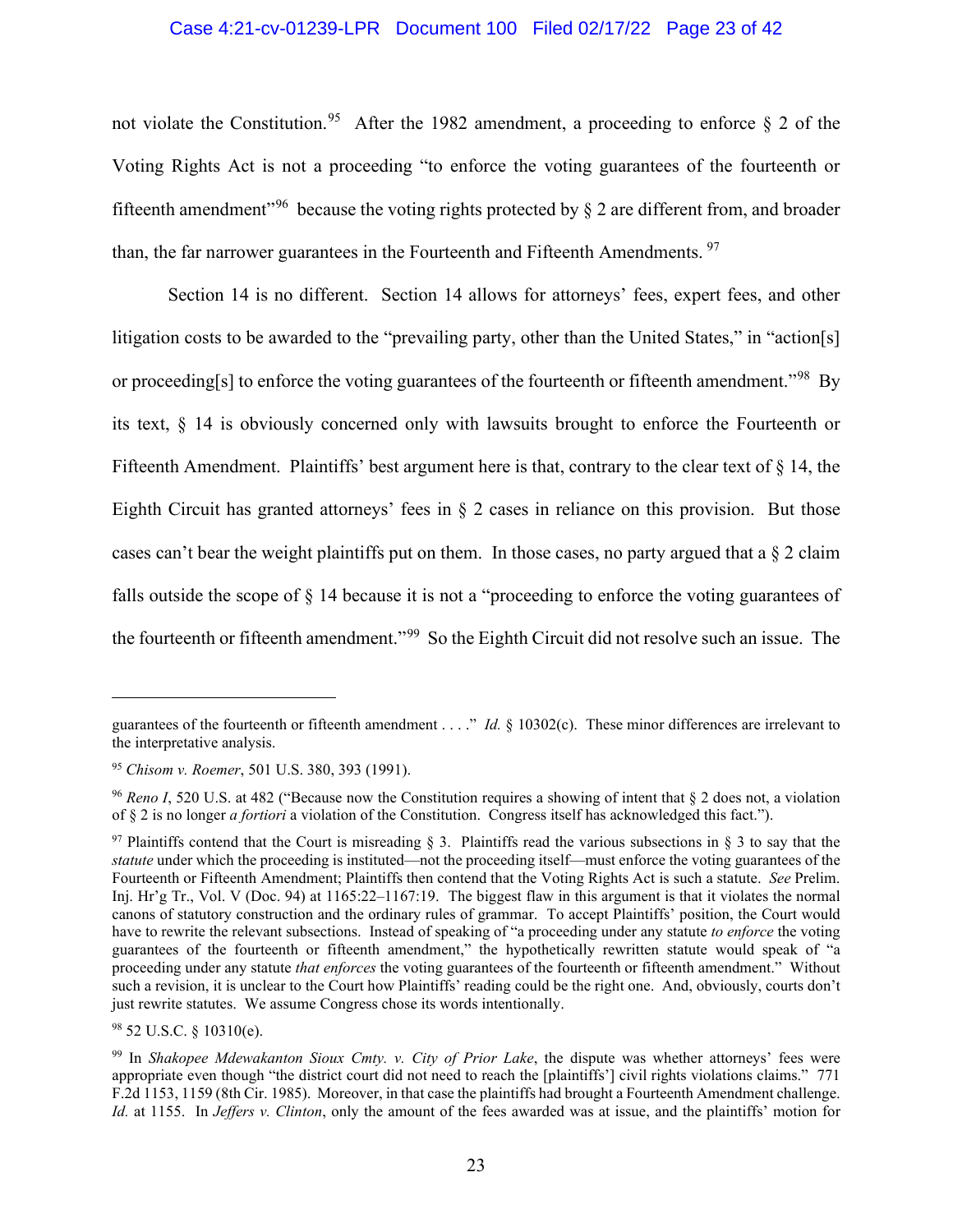not violate the Constitution.[95] After the 1982 amendment, a proceeding to enforce § 2 of the Voting Rights Act is not a proceeding "to enforce the voting guarantees of the fourteenth or fifteenth amendment"[96] because the voting rights protected by § 2 are different from, and broader than, the far narrower guarantees in the Fourteenth and Fifteenth Amendments.[97]

Section 14 is no different. Section 14 allows for attorneys' fees, expert fees, and other litigation costs to be awarded to the "prevailing party, other than the United States," in "action[s] or proceeding[s] to enforce the voting guarantees of the fourteenth or fifteenth amendment."[98] By its text, § 14 is obviously concerned only with lawsuits brought to enforce the Fourteenth or Fifteenth Amendment. Plaintiffs' best argument here is that, contrary to the clear text of § 14, the Eighth Circuit has granted attorneys' fees in § 2 cases in reliance on this provision. But those cases can't bear the weight plaintiffs put on them. In those cases, no party argued that a § 2 claim falls outside the scope of § 14 because it is not a "proceeding to enforce the voting guarantees of the fourteenth or fifteenth amendment."[99] So the Eighth Circuit did not resolve such an issue. The

---

guarantees of the fourteenth or fifteenth amendment . . . ." *Id.* § 10302(c). These minor differences are irrelevant to the interpretative analysis.

[95] *Chisom v. Roemer*, 501 U.S. 380, 393 (1991).

[96] *Reno I*, 520 U.S. at 482 ("Because now the Constitution requires a showing of intent that § 2 does not, a violation of § 2 is no longer *a fortiori* a violation of the Constitution. Congress itself has acknowledged this fact.").

[97] Plaintiffs contend that the Court is misreading § 3. Plaintiffs read the various subsections in § 3 to say that the *statute* under which the proceeding is instituted—not the proceeding itself—must enforce the voting guarantees of the Fourteenth or Fifteenth Amendment; Plaintiffs then contend that the Voting Rights Act is such a statute. *See* Prelim. Inj. Hr'g Tr., Vol. V (Doc. 94) at 1165:22–1167:19. The biggest flaw in this argument is that it violates the normal canons of statutory construction and the ordinary rules of grammar. To accept Plaintiffs' position, the Court would have to rewrite the relevant subsections. Instead of speaking of "a proceeding under any statute *to enforce* the voting guarantees of the fourteenth or fifteenth amendment," the hypothetically rewritten statute would speak of "a proceeding under any statute *that enforces* the voting guarantees of the fourteenth or fifteenth amendment." Without such a revision, it is unclear to the Court how Plaintiffs' reading could be the right one. And, obviously, courts don't just rewrite statutes. We assume Congress chose its words intentionally.

[98] 52 U.S.C. § 10310(e).

[99] In *Shakopee Mdewakanton Sioux Cmty. v. City of Prior Lake*, the dispute was whether attorneys' fees were appropriate even though "the district court did not need to reach the [plaintiffs'] civil rights violations claims." 771 F.2d 1153, 1159 (8th Cir. 1985). Moreover, in that case the plaintiffs had brought a Fourteenth Amendment challenge. *Id.* at 1155. In *Jeffers v. Clinton*, only the amount of the fees awarded was at issue, and the plaintiffs' motion for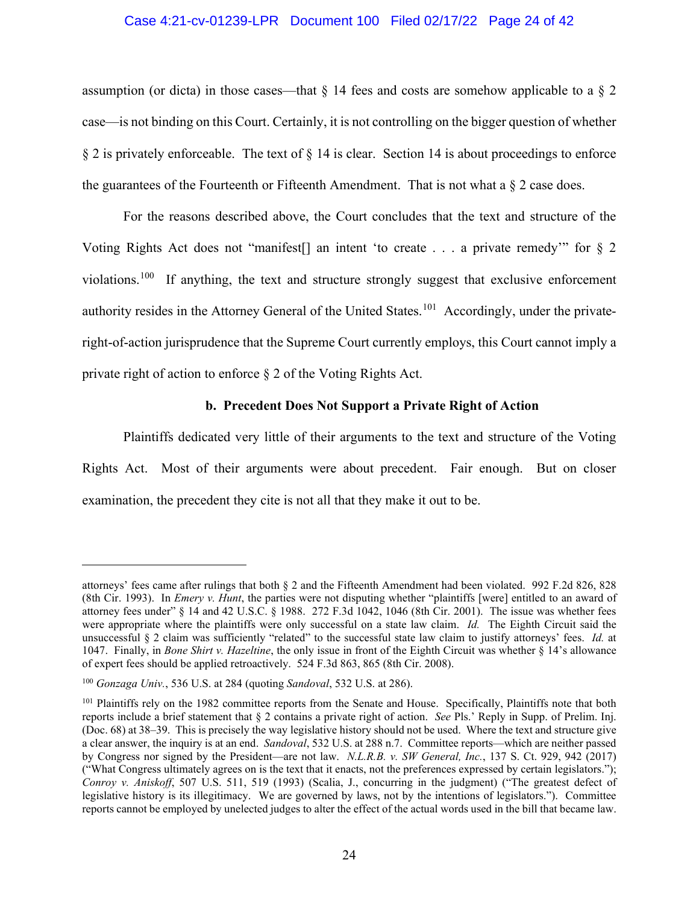assumption (or dicta) in those cases—that § 14 fees and costs are somehow applicable to a § 2 case—is not binding on this Court. Certainly, it is not controlling on the bigger question of whether § 2 is privately enforceable. The text of § 14 is clear. Section 14 is about proceedings to enforce the guarantees of the Fourteenth or Fifteenth Amendment. That is not what a § 2 case does.

For the reasons described above, the Court concludes that the text and structure of the Voting Rights Act does not "manifest[] an intent 'to create . . . a private remedy'" for § 2 violations.[100] If anything, the text and structure strongly suggest that exclusive enforcement authority resides in the Attorney General of the United States.[101] Accordingly, under the private-right-of-action jurisprudence that the Supreme Court currently employs, this Court cannot imply a private right of action to enforce § 2 of the Voting Rights Act.

**b. Precedent Does Not Support a Private Right of Action**

Plaintiffs dedicated very little of their arguments to the text and structure of the Voting Rights Act. Most of their arguments were about precedent. Fair enough. But on closer examination, the precedent they cite is not all that they make it out to be.

---

attorneys' fees came after rulings that both § 2 and the Fifteenth Amendment had been violated. 992 F.2d 826, 828 (8th Cir. 1993). In *Emery v. Hunt*, the parties were not disputing whether "plaintiffs [were] entitled to an award of attorney fees under" § 14 and 42 U.S.C. § 1988. 272 F.3d 1042, 1046 (8th Cir. 2001). The issue was whether fees were appropriate where the plaintiffs were only successful on a state law claim. *Id.* The Eighth Circuit said the unsuccessful § 2 claim was sufficiently "related" to the successful state law claim to justify attorneys' fees. *Id.* at 1047. Finally, in *Bone Shirt v. Hazeltine*, the only issue in front of the Eighth Circuit was whether § 14's allowance of expert fees should be applied retroactively. 524 F.3d 863, 865 (8th Cir. 2008).

[100] *Gonzaga Univ.*, 536 U.S. at 284 (quoting *Sandoval*, 532 U.S. at 286).

[101] Plaintiffs rely on the 1982 committee reports from the Senate and House. Specifically, Plaintiffs note that both reports include a brief statement that § 2 contains a private right of action. *See* Pls.' Reply in Supp. of Prelim. Inj. (Doc. 68) at 38–39. This is precisely the way legislative history should not be used. Where the text and structure give a clear answer, the inquiry is at an end. *Sandoval*, 532 U.S. at 288 n.7. Committee reports—which are neither passed by Congress nor signed by the President—are not law. *N.L.R.B. v. SW General, Inc.*, 137 S. Ct. 929, 942 (2017) ("What Congress ultimately agrees on is the text that it enacts, not the preferences expressed by certain legislators."); *Conroy v. Aniskoff*, 507 U.S. 511, 519 (1993) (Scalia, J., concurring in the judgment) ("The greatest defect of legislative history is its illegitimacy. We are governed by laws, not by the intentions of legislators."). Committee reports cannot be employed by unelected judges to alter the effect of the actual words used in the bill that became law.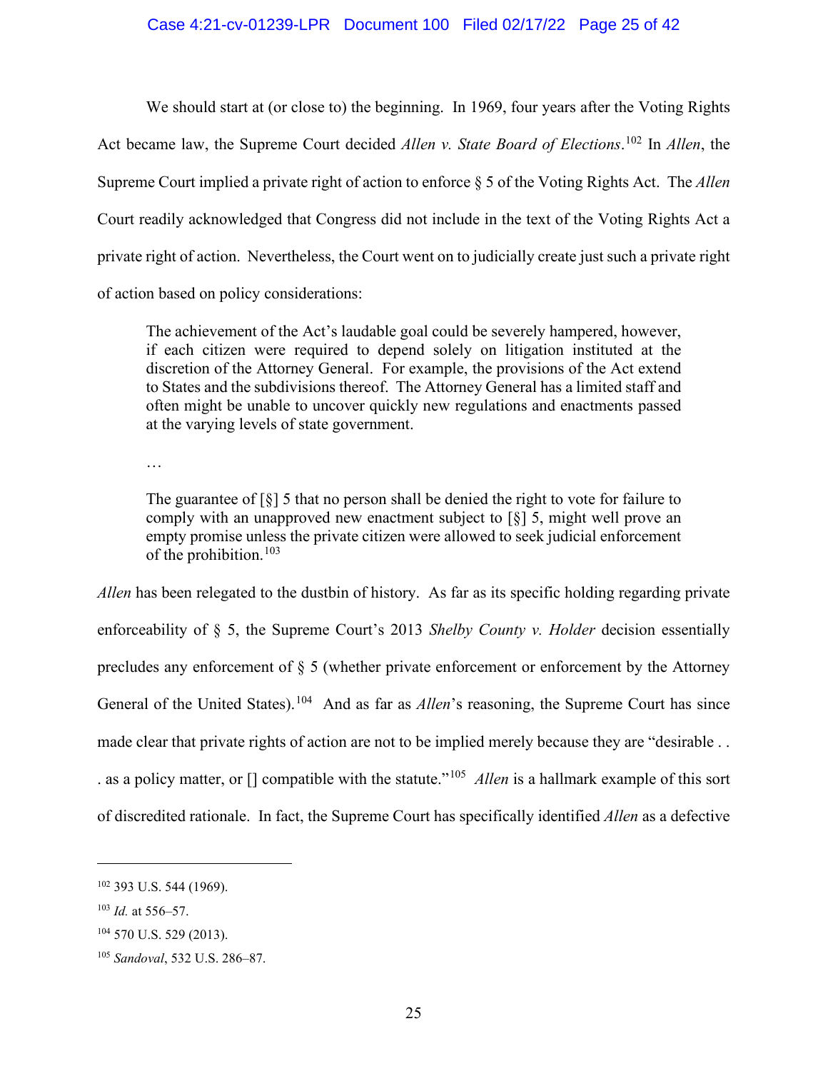We should start at (or close to) the beginning. In 1969, four years after the Voting Rights Act became law, the Supreme Court decided *Allen v. State Board of Elections*.[102] In *Allen*, the Supreme Court implied a private right of action to enforce § 5 of the Voting Rights Act. The *Allen* Court readily acknowledged that Congress did not include in the text of the Voting Rights Act a private right of action. Nevertheless, the Court went on to judicially create just such a private right of action based on policy considerations:

> The achievement of the Act's laudable goal could be severely hampered, however, if each citizen were required to depend solely on litigation instituted at the discretion of the Attorney General. For example, the provisions of the Act extend to States and the subdivisions thereof. The Attorney General has a limited staff and often might be unable to uncover quickly new regulations and enactments passed at the varying levels of state government.
>
> …
>
> The guarantee of [§] 5 that no person shall be denied the right to vote for failure to comply with an unapproved new enactment subject to [§] 5, might well prove an empty promise unless the private citizen were allowed to seek judicial enforcement of the prohibition.[103]

*Allen* has been relegated to the dustbin of history. As far as its specific holding regarding private enforceability of § 5, the Supreme Court's 2013 *Shelby County v. Holder* decision essentially precludes any enforcement of § 5 (whether private enforcement or enforcement by the Attorney General of the United States).[104] And as far as *Allen*'s reasoning, the Supreme Court has since made clear that private rights of action are not to be implied merely because they are "desirable . . . as a policy matter, or [] compatible with the statute."[105] *Allen* is a hallmark example of this sort of discredited rationale. In fact, the Supreme Court has specifically identified *Allen* as a defective

---

[102] 393 U.S. 544 (1969).

[103] *Id.* at 556–57.

[104] 570 U.S. 529 (2013).

[105] *Sandoval*, 532 U.S. 286–87.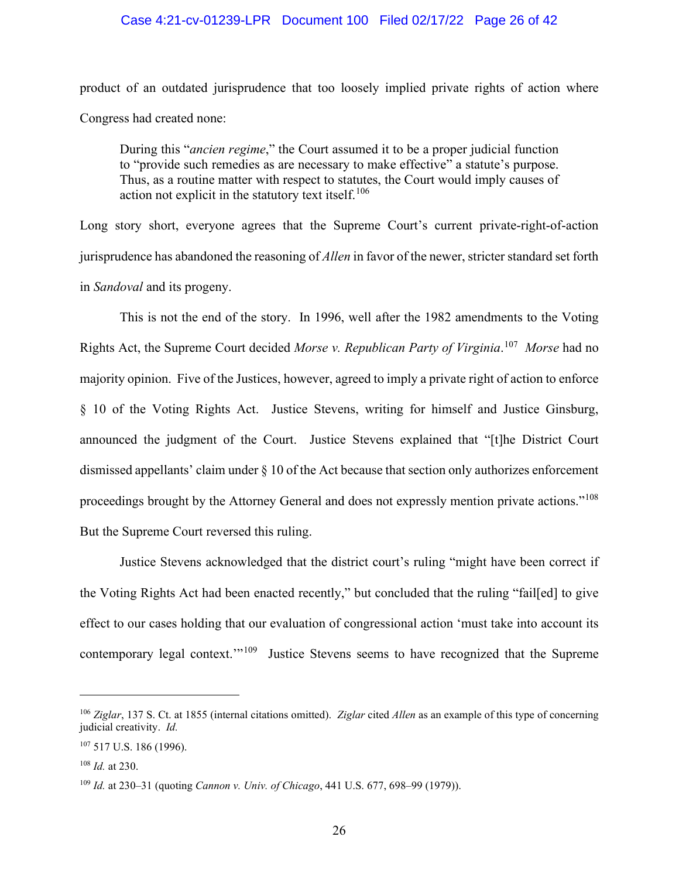product of an outdated jurisprudence that too loosely implied private rights of action where Congress had created none:

> During this "*ancien regime*," the Court assumed it to be a proper judicial function to "provide such remedies as are necessary to make effective" a statute's purpose. Thus, as a routine matter with respect to statutes, the Court would imply causes of action not explicit in the statutory text itself.[106]

Long story short, everyone agrees that the Supreme Court's current private-right-of-action jurisprudence has abandoned the reasoning of *Allen* in favor of the newer, stricter standard set forth in *Sandoval* and its progeny.

This is not the end of the story. In 1996, well after the 1982 amendments to the Voting Rights Act, the Supreme Court decided *Morse v. Republican Party of Virginia*.[107] *Morse* had no majority opinion. Five of the Justices, however, agreed to imply a private right of action to enforce § 10 of the Voting Rights Act. Justice Stevens, writing for himself and Justice Ginsburg, announced the judgment of the Court. Justice Stevens explained that "[t]he District Court dismissed appellants' claim under § 10 of the Act because that section only authorizes enforcement proceedings brought by the Attorney General and does not expressly mention private actions."[108] But the Supreme Court reversed this ruling.

Justice Stevens acknowledged that the district court's ruling "might have been correct if the Voting Rights Act had been enacted recently," but concluded that the ruling "fail[ed] to give effect to our cases holding that our evaluation of congressional action 'must take into account its contemporary legal context.'"[109] Justice Stevens seems to have recognized that the Supreme

---

[106] *Ziglar*, 137 S. Ct. at 1855 (internal citations omitted). *Ziglar* cited *Allen* as an example of this type of concerning judicial creativity. *Id.*

[107] 517 U.S. 186 (1996).

[108] *Id.* at 230.

[109] *Id.* at 230–31 (quoting *Cannon v. Univ. of Chicago*, 441 U.S. 677, 698–99 (1979)).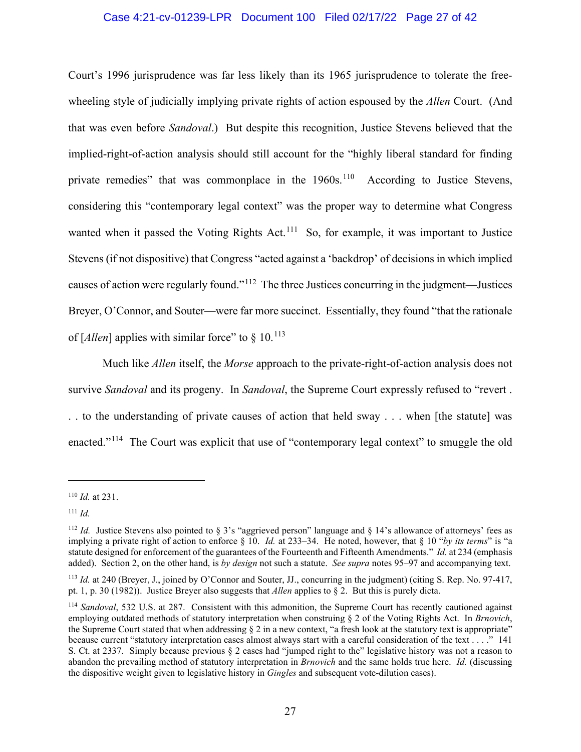Court's 1996 jurisprudence was far less likely than its 1965 jurisprudence to tolerate the free-wheeling style of judicially implying private rights of action espoused by the *Allen* Court. (And that was even before *Sandoval*.) But despite this recognition, Justice Stevens believed that the implied-right-of-action analysis should still account for the "highly liberal standard for finding private remedies" that was commonplace in the 1960s.[110] According to Justice Stevens, considering this "contemporary legal context" was the proper way to determine what Congress wanted when it passed the Voting Rights Act.[111] So, for example, it was important to Justice Stevens (if not dispositive) that Congress "acted against a 'backdrop' of decisions in which implied causes of action were regularly found."[112] The three Justices concurring in the judgment—Justices Breyer, O'Connor, and Souter—were far more succinct. Essentially, they found "that the rationale of [*Allen*] applies with similar force" to § 10.[113]

Much like *Allen* itself, the *Morse* approach to the private-right-of-action analysis does not survive *Sandoval* and its progeny. In *Sandoval*, the Supreme Court expressly refused to "revert . . . to the understanding of private causes of action that held sway . . . when [the statute] was enacted."[114] The Court was explicit that use of "contemporary legal context" to smuggle the old

---

[110] *Id.* at 231.

[111] *Id.*

[112] *Id.* Justice Stevens also pointed to § 3's "aggrieved person" language and § 14's allowance of attorneys' fees as implying a private right of action to enforce § 10. *Id.* at 233–34. He noted, however, that § 10 "*by its terms*" is "a statute designed for enforcement of the guarantees of the Fourteenth and Fifteenth Amendments." *Id.* at 234 (emphasis added). Section 2, on the other hand, is *by design* not such a statute. *See supra* notes 95–97 and accompanying text.

[113] *Id.* at 240 (Breyer, J., joined by O'Connor and Souter, JJ., concurring in the judgment) (citing S. Rep. No. 97-417, pt. 1, p. 30 (1982)). Justice Breyer also suggests that *Allen* applies to § 2. But this is purely dicta.

[114] *Sandoval*, 532 U.S. at 287. Consistent with this admonition, the Supreme Court has recently cautioned against employing outdated methods of statutory interpretation when construing § 2 of the Voting Rights Act. In *Brnovich*, the Supreme Court stated that when addressing § 2 in a new context, "a fresh look at the statutory text is appropriate" because current "statutory interpretation cases almost always start with a careful consideration of the text . . . ." 141 S. Ct. at 2337. Simply because previous § 2 cases had "jumped right to the" legislative history was not a reason to abandon the prevailing method of statutory interpretation in *Brnovich* and the same holds true here. *Id.* (discussing the dispositive weight given to legislative history in *Gingles* and subsequent vote-dilution cases).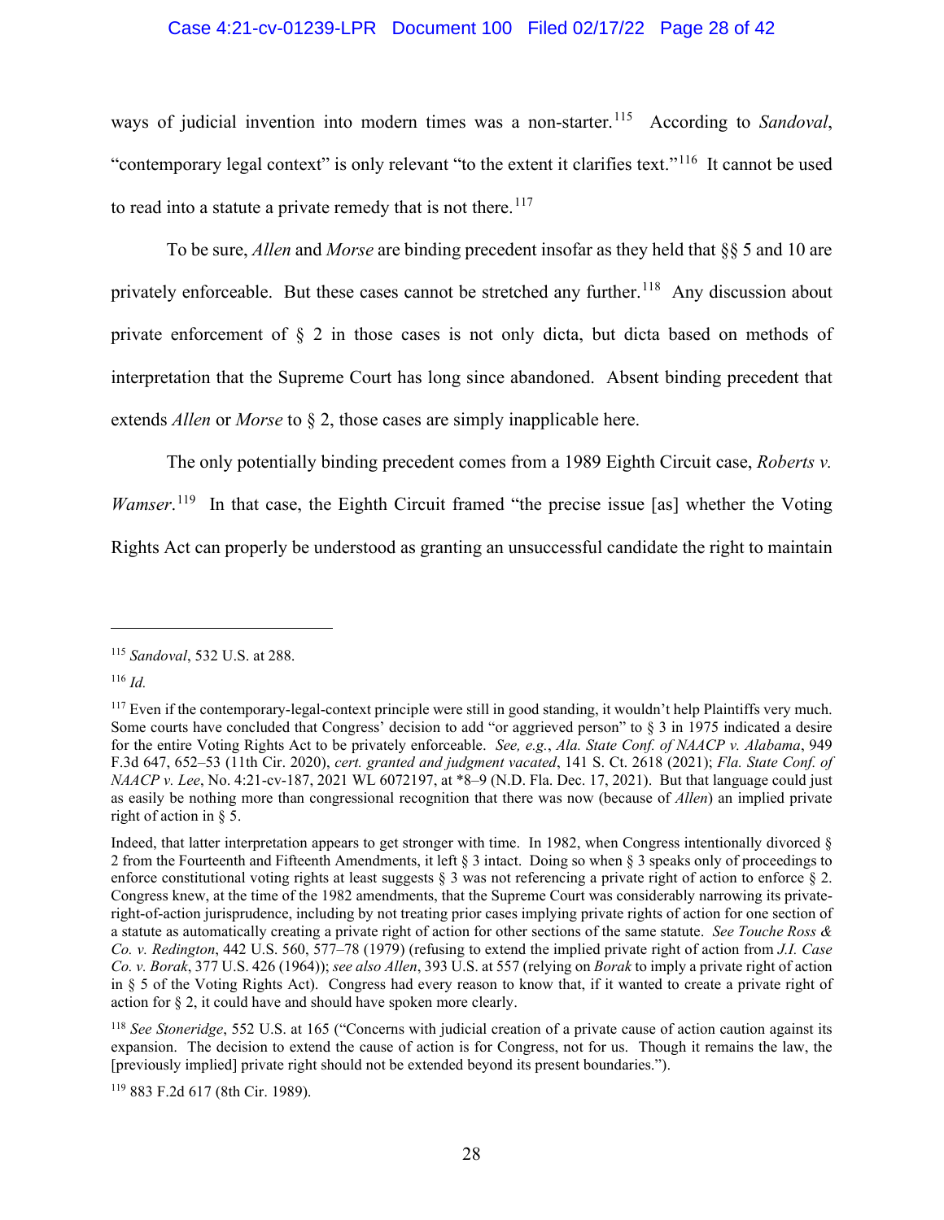ways of judicial invention into modern times was a non-starter.[115] According to *Sandoval*, "contemporary legal context" is only relevant "to the extent it clarifies text."[116] It cannot be used to read into a statute a private remedy that is not there.[117]

To be sure, *Allen* and *Morse* are binding precedent insofar as they held that §§ 5 and 10 are privately enforceable. But these cases cannot be stretched any further.[118] Any discussion about private enforcement of § 2 in those cases is not only dicta, but dicta based on methods of interpretation that the Supreme Court has long since abandoned. Absent binding precedent that extends *Allen* or *Morse* to § 2, those cases are simply inapplicable here.

The only potentially binding precedent comes from a 1989 Eighth Circuit case, *Roberts v. Wamser*.[119] In that case, the Eighth Circuit framed "the precise issue [as] whether the Voting Rights Act can properly be understood as granting an unsuccessful candidate the right to maintain

---

[115] *Sandoval*, 532 U.S. at 288.

[116] *Id.*

[117] Even if the contemporary-legal-context principle were still in good standing, it wouldn't help Plaintiffs very much. Some courts have concluded that Congress' decision to add "or aggrieved person" to § 3 in 1975 indicated a desire for the entire Voting Rights Act to be privately enforceable. *See, e.g.*, *Ala. State Conf. of NAACP v. Alabama*, 949 F.3d 647, 652–53 (11th Cir. 2020), *cert. granted and judgment vacated*, 141 S. Ct. 2618 (2021); *Fla. State Conf. of NAACP v. Lee*, No. 4:21-cv-187, 2021 WL 6072197, at *8–9 (N.D. Fla. Dec. 17, 2021). But that language could just as easily be nothing more than congressional recognition that there was now (because of *Allen*) an implied private right of action in § 5.

Indeed, that latter interpretation appears to get stronger with time. In 1982, when Congress intentionally divorced § 2 from the Fourteenth and Fifteenth Amendments, it left § 3 intact. Doing so when § 3 speaks only of proceedings to enforce constitutional voting rights at least suggests § 3 was not referencing a private right of action to enforce § 2. Congress knew, at the time of the 1982 amendments, that the Supreme Court was considerably narrowing its private-right-of-action jurisprudence, including by not treating prior cases implying private rights of action for one section of a statute as automatically creating a private right of action for other sections of the same statute. *See Touche Ross & Co. v. Redington*, 442 U.S. 560, 577–78 (1979) (refusing to extend the implied private right of action from *J.I. Case Co. v. Borak*, 377 U.S. 426 (1964)); *see also Allen*, 393 U.S. at 557 (relying on *Borak* to imply a private right of action in § 5 of the Voting Rights Act). Congress had every reason to know that, if it wanted to create a private right of action for § 2, it could have and should have spoken more clearly.

[118] *See Stoneridge*, 552 U.S. at 165 ("Concerns with judicial creation of a private cause of action caution against its expansion. The decision to extend the cause of action is for Congress, not for us. Though it remains the law, the [previously implied] private right should not be extended beyond its present boundaries.").

[119] 883 F.2d 617 (8th Cir. 1989).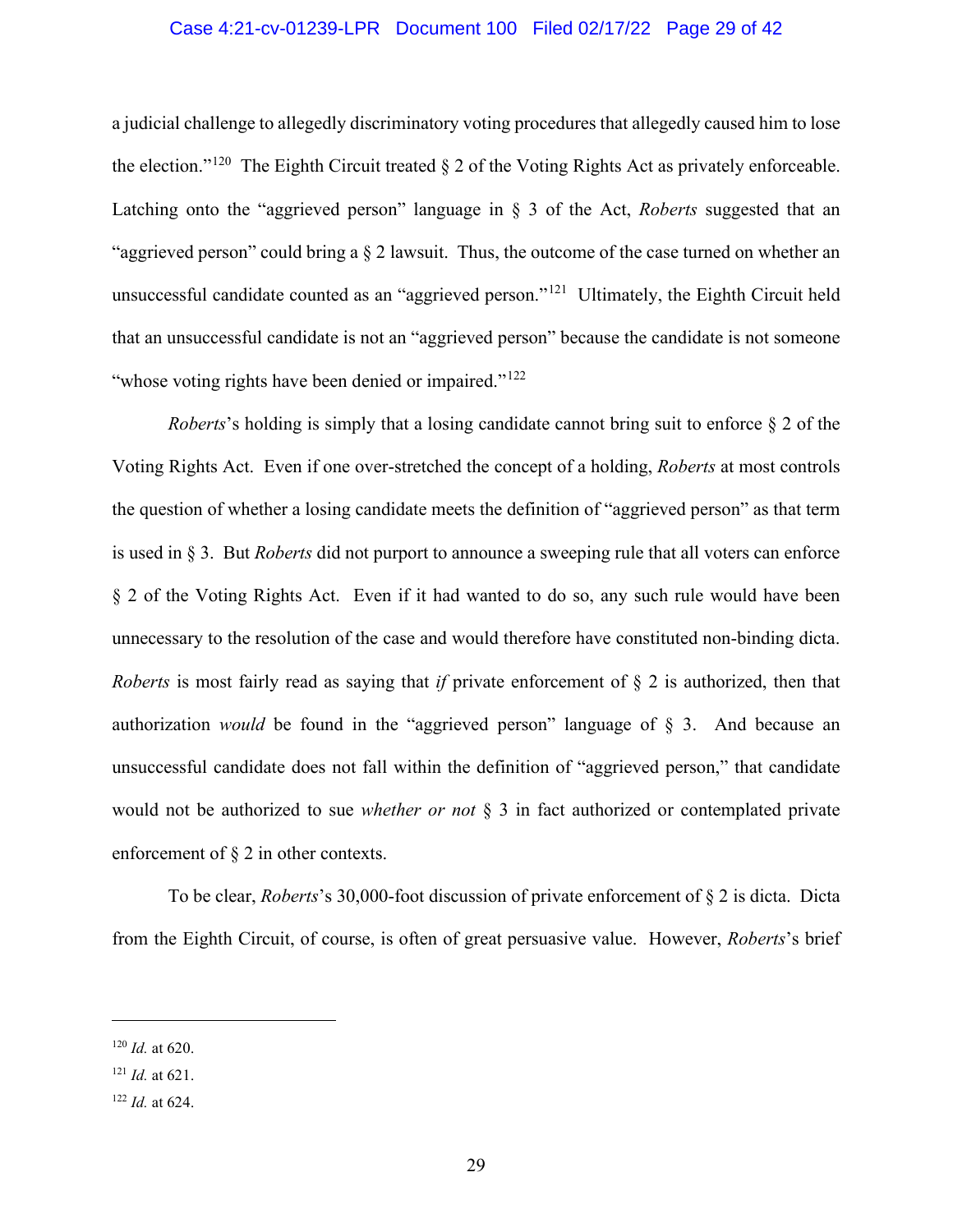a judicial challenge to allegedly discriminatory voting procedures that allegedly caused him to lose the election."[120] The Eighth Circuit treated § 2 of the Voting Rights Act as privately enforceable. Latching onto the "aggrieved person" language in § 3 of the Act, *Roberts* suggested that an "aggrieved person" could bring a § 2 lawsuit. Thus, the outcome of the case turned on whether an unsuccessful candidate counted as an "aggrieved person."[121] Ultimately, the Eighth Circuit held that an unsuccessful candidate is not an "aggrieved person" because the candidate is not someone "whose voting rights have been denied or impaired."[122]

*Roberts*'s holding is simply that a losing candidate cannot bring suit to enforce § 2 of the Voting Rights Act. Even if one over-stretched the concept of a holding, *Roberts* at most controls the question of whether a losing candidate meets the definition of "aggrieved person" as that term is used in § 3. But *Roberts* did not purport to announce a sweeping rule that all voters can enforce § 2 of the Voting Rights Act. Even if it had wanted to do so, any such rule would have been unnecessary to the resolution of the case and would therefore have constituted non-binding dicta. *Roberts* is most fairly read as saying that *if* private enforcement of § 2 is authorized, then that authorization *would* be found in the "aggrieved person" language of § 3. And because an unsuccessful candidate does not fall within the definition of "aggrieved person," that candidate would not be authorized to sue *whether or not* § 3 in fact authorized or contemplated private enforcement of § 2 in other contexts.

To be clear, *Roberts*'s 30,000-foot discussion of private enforcement of § 2 is dicta. Dicta from the Eighth Circuit, of course, is often of great persuasive value. However, *Roberts*'s brief

---

[120] *Id.* at 620.

[121] *Id.* at 621.

[122] *Id.* at 624.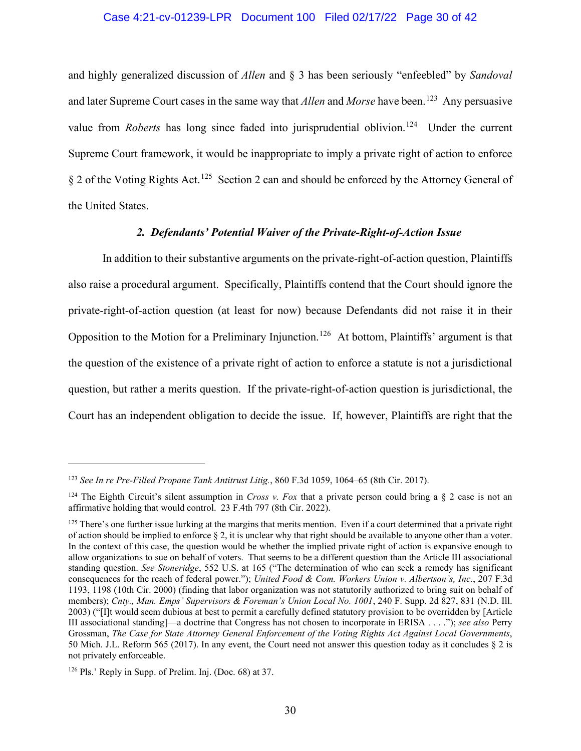and highly generalized discussion of *Allen* and § 3 has been seriously "enfeebled" by *Sandoval* and later Supreme Court cases in the same way that *Allen* and *Morse* have been.[123] Any persuasive value from *Roberts* has long since faded into jurisprudential oblivion.[124] Under the current Supreme Court framework, it would be inappropriate to imply a private right of action to enforce § 2 of the Voting Rights Act.[125] Section 2 can and should be enforced by the Attorney General of the United States.

### *2. Defendants' Potential Waiver of the Private-Right-of-Action Issue*

In addition to their substantive arguments on the private-right-of-action question, Plaintiffs also raise a procedural argument. Specifically, Plaintiffs contend that the Court should ignore the private-right-of-action question (at least for now) because Defendants did not raise it in their Opposition to the Motion for a Preliminary Injunction.[126] At bottom, Plaintiffs' argument is that the question of the existence of a private right of action to enforce a statute is not a jurisdictional question, but rather a merits question. If the private-right-of-action question is jurisdictional, the Court has an independent obligation to decide the issue. If, however, Plaintiffs are right that the

---

[123] *See In re Pre-Filled Propane Tank Antitrust Litig.*, 860 F.3d 1059, 1064–65 (8th Cir. 2017).

[124] The Eighth Circuit's silent assumption in *Cross v. Fox* that a private person could bring a § 2 case is not an affirmative holding that would control. 23 F.4th 797 (8th Cir. 2022).

[125] There's one further issue lurking at the margins that merits mention. Even if a court determined that a private right of action should be implied to enforce § 2, it is unclear why that right should be available to anyone other than a voter. In the context of this case, the question would be whether the implied private right of action is expansive enough to allow organizations to sue on behalf of voters. That seems to be a different question than the Article III associational standing question. *See Stoneridge*, 552 U.S. at 165 ("The determination of who can seek a remedy has significant consequences for the reach of federal power."); *United Food & Com. Workers Union v. Albertson's, Inc.*, 207 F.3d 1193, 1198 (10th Cir. 2000) (finding that labor organization was not statutorily authorized to bring suit on behalf of members); *Cnty., Mun. Emps' Supervisors & Foreman's Union Local No. 1001*, 240 F. Supp. 2d 827, 831 (N.D. Ill. 2003) ("[I]t would seem dubious at best to permit a carefully defined statutory provision to be overridden by [Article III associational standing]—a doctrine that Congress has not chosen to incorporate in ERISA . . . ."); *see also* Perry Grossman, *The Case for State Attorney General Enforcement of the Voting Rights Act Against Local Governments*, 50 Mich. J.L. Reform 565 (2017). In any event, the Court need not answer this question today as it concludes § 2 is not privately enforceable.

[126] Pls.' Reply in Supp. of Prelim. Inj. (Doc. 68) at 37.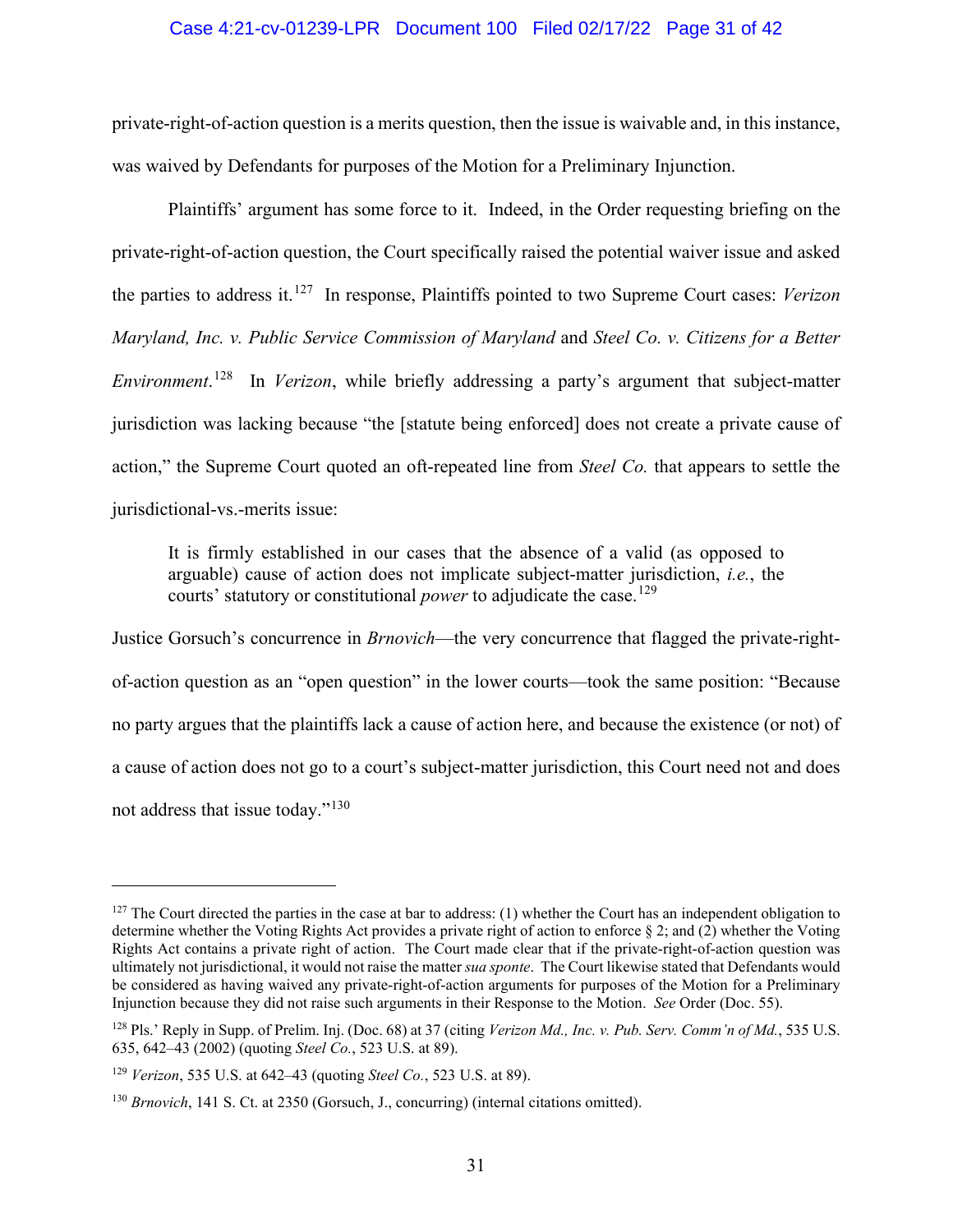private-right-of-action question is a merits question, then the issue is waivable and, in this instance, was waived by Defendants for purposes of the Motion for a Preliminary Injunction.

Plaintiffs' argument has some force to it. Indeed, in the Order requesting briefing on the private-right-of-action question, the Court specifically raised the potential waiver issue and asked the parties to address it.[127] In response, Plaintiffs pointed to two Supreme Court cases: *Verizon Maryland, Inc. v. Public Service Commission of Maryland* and *Steel Co. v. Citizens for a Better Environment*.[128] In *Verizon*, while briefly addressing a party's argument that subject-matter jurisdiction was lacking because "the [statute being enforced] does not create a private cause of action," the Supreme Court quoted an oft-repeated line from *Steel Co.* that appears to settle the jurisdictional-vs.-merits issue:

> It is firmly established in our cases that the absence of a valid (as opposed to arguable) cause of action does not implicate subject-matter jurisdiction, *i.e.*, the courts' statutory or constitutional *power* to adjudicate the case.[129]

Justice Gorsuch's concurrence in *Brnovich*—the very concurrence that flagged the private-right-of-action question as an "open question" in the lower courts—took the same position: "Because no party argues that the plaintiffs lack a cause of action here, and because the existence (or not) of a cause of action does not go to a court's subject-matter jurisdiction, this Court need not and does not address that issue today."[130]

---

[127] The Court directed the parties in the case at bar to address: (1) whether the Court has an independent obligation to determine whether the Voting Rights Act provides a private right of action to enforce § 2; and (2) whether the Voting Rights Act contains a private right of action. The Court made clear that if the private-right-of-action question was ultimately not jurisdictional, it would not raise the matter *sua sponte*. The Court likewise stated that Defendants would be considered as having waived any private-right-of-action arguments for purposes of the Motion for a Preliminary Injunction because they did not raise such arguments in their Response to the Motion. *See* Order (Doc. 55).

[128] Pls.' Reply in Supp. of Prelim. Inj. (Doc. 68) at 37 (citing *Verizon Md., Inc. v. Pub. Serv. Comm'n of Md.*, 535 U.S. 635, 642–43 (2002) (quoting *Steel Co.*, 523 U.S. at 89).

[129] *Verizon*, 535 U.S. at 642–43 (quoting *Steel Co.*, 523 U.S. at 89).

[130] *Brnovich*, 141 S. Ct. at 2350 (Gorsuch, J., concurring) (internal citations omitted).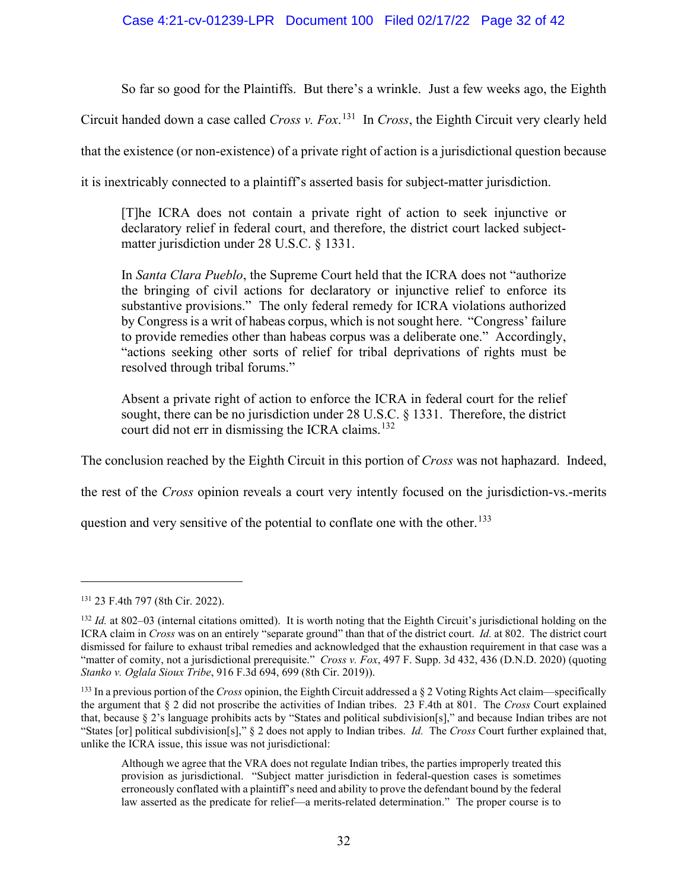So far so good for the Plaintiffs. But there's a wrinkle. Just a few weeks ago, the Eighth Circuit handed down a case called *Cross v. Fox*.[131] In *Cross*, the Eighth Circuit very clearly held that the existence (or non-existence) of a private right of action is a jurisdictional question because it is inextricably connected to a plaintiff's asserted basis for subject-matter jurisdiction.

> [T]he ICRA does not contain a private right of action to seek injunctive or declaratory relief in federal court, and therefore, the district court lacked subject-matter jurisdiction under 28 U.S.C. § 1331.
>
> In *Santa Clara Pueblo*, the Supreme Court held that the ICRA does not "authorize the bringing of civil actions for declaratory or injunctive relief to enforce its substantive provisions." The only federal remedy for ICRA violations authorized by Congress is a writ of habeas corpus, which is not sought here. "Congress' failure to provide remedies other than habeas corpus was a deliberate one." Accordingly, "actions seeking other sorts of relief for tribal deprivations of rights must be resolved through tribal forums."
>
> Absent a private right of action to enforce the ICRA in federal court for the relief sought, there can be no jurisdiction under 28 U.S.C. § 1331. Therefore, the district court did not err in dismissing the ICRA claims.[132]

The conclusion reached by the Eighth Circuit in this portion of *Cross* was not haphazard. Indeed, the rest of the *Cross* opinion reveals a court very intently focused on the jurisdiction-vs.-merits question and very sensitive of the potential to conflate one with the other.[133]

---

[131] 23 F.4th 797 (8th Cir. 2022).

[132] *Id.* at 802–03 (internal citations omitted). It is worth noting that the Eighth Circuit's jurisdictional holding on the ICRA claim in *Cross* was on an entirely "separate ground" than that of the district court. *Id.* at 802. The district court dismissed for failure to exhaust tribal remedies and acknowledged that the exhaustion requirement in that case was a "matter of comity, not a jurisdictional prerequisite." *Cross v. Fox*, 497 F. Supp. 3d 432, 436 (D.N.D. 2020) (quoting *Stanko v. Oglala Sioux Tribe*, 916 F.3d 694, 699 (8th Cir. 2019)).

[133] In a previous portion of the *Cross* opinion, the Eighth Circuit addressed a § 2 Voting Rights Act claim—specifically the argument that § 2 did not proscribe the activities of Indian tribes. 23 F.4th at 801. The *Cross* Court explained that, because § 2's language prohibits acts by "States and political subdivision[s]," and because Indian tribes are not "States [or] political subdivision[s]," § 2 does not apply to Indian tribes. *Id.* The *Cross* Court further explained that, unlike the ICRA issue, this issue was not jurisdictional:

> Although we agree that the VRA does not regulate Indian tribes, the parties improperly treated this provision as jurisdictional. "Subject matter jurisdiction in federal-question cases is sometimes erroneously conflated with a plaintiff's need and ability to prove the defendant bound by the federal law asserted as the predicate for relief—a merits-related determination." The proper course is to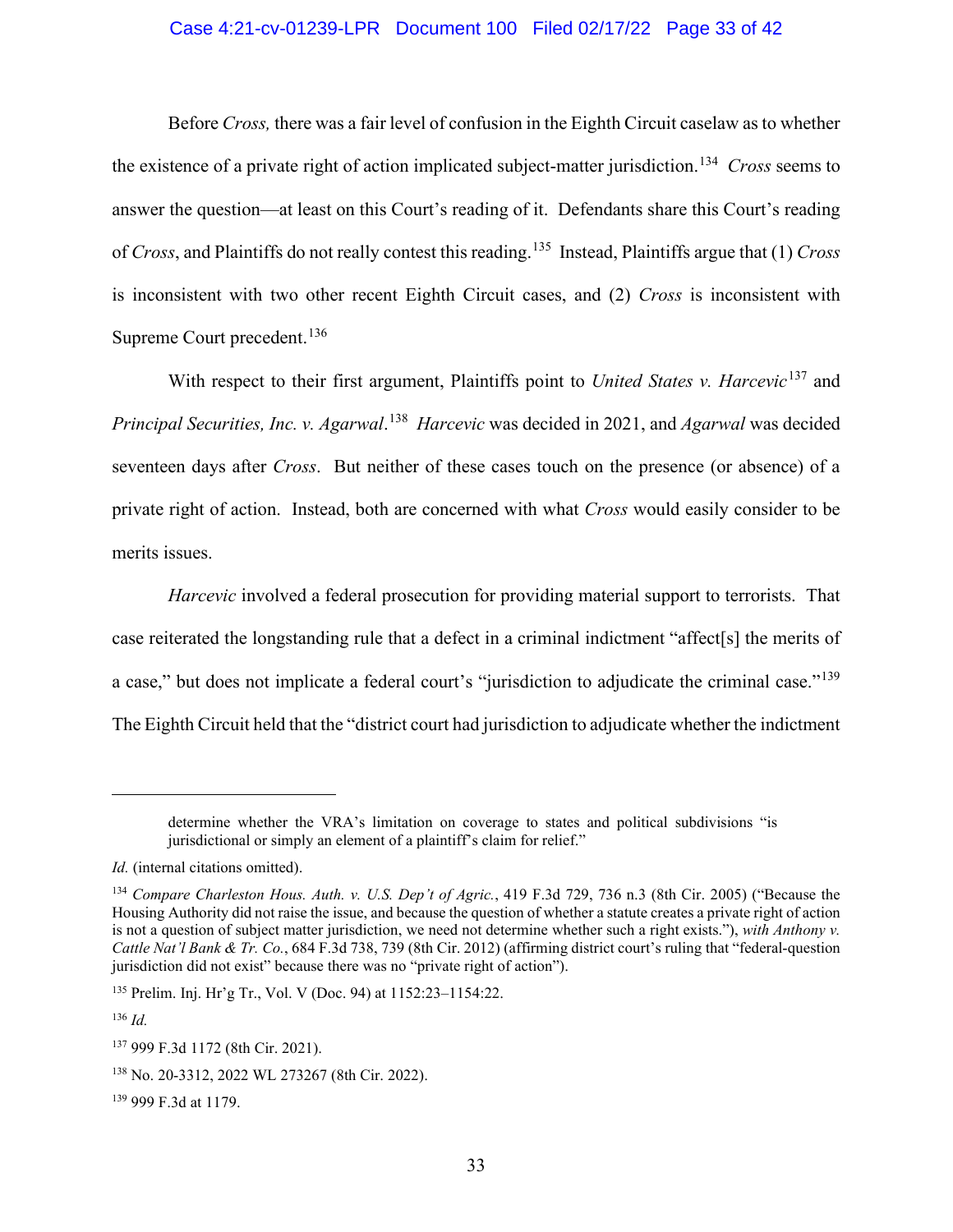Before *Cross,* there was a fair level of confusion in the Eighth Circuit caselaw as to whether the existence of a private right of action implicated subject-matter jurisdiction.[134] *Cross* seems to answer the question—at least on this Court's reading of it. Defendants share this Court's reading of *Cross*, and Plaintiffs do not really contest this reading.[135] Instead, Plaintiffs argue that (1) *Cross* is inconsistent with two other recent Eighth Circuit cases, and (2) *Cross* is inconsistent with Supreme Court precedent.[136]

With respect to their first argument, Plaintiffs point to *United States v. Harcevic*[137] and *Principal Securities, Inc. v. Agarwal*.[138] *Harcevic* was decided in 2021, and *Agarwal* was decided seventeen days after *Cross*. But neither of these cases touch on the presence (or absence) of a private right of action. Instead, both are concerned with what *Cross* would easily consider to be merits issues.

*Harcevic* involved a federal prosecution for providing material support to terrorists. That case reiterated the longstanding rule that a defect in a criminal indictment "affect[s] the merits of a case," but does not implicate a federal court's "jurisdiction to adjudicate the criminal case."[139] The Eighth Circuit held that the "district court had jurisdiction to adjudicate whether the indictment

---

determine whether the VRA's limitation on coverage to states and political subdivisions "is jurisdictional or simply an element of a plaintiff's claim for relief."

*Id.* (internal citations omitted).

[134] *Compare Charleston Hous. Auth. v. U.S. Dep't of Agric.*, 419 F.3d 729, 736 n.3 (8th Cir. 2005) ("Because the Housing Authority did not raise the issue, and because the question of whether a statute creates a private right of action is not a question of subject matter jurisdiction, we need not determine whether such a right exists."), *with Anthony v. Cattle Nat'l Bank & Tr. Co.*, 684 F.3d 738, 739 (8th Cir. 2012) (affirming district court's ruling that "federal-question jurisdiction did not exist" because there was no "private right of action").

[135] Prelim. Inj. Hr'g Tr., Vol. V (Doc. 94) at 1152:23–1154:22.

[136] *Id.*

[137] 999 F.3d 1172 (8th Cir. 2021).

[138] No. 20-3312, 2022 WL 273267 (8th Cir. 2022).

[139] 999 F.3d at 1179.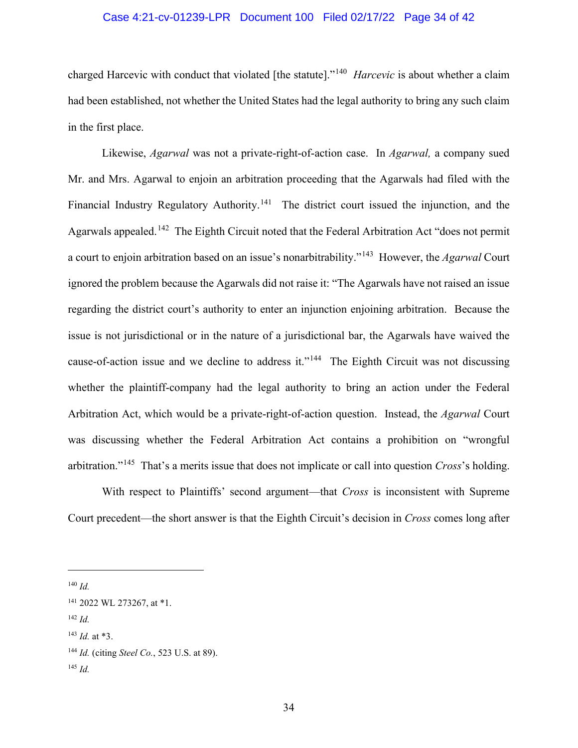charged Harcevic with conduct that violated [the statute]."[140] *Harcevic* is about whether a claim had been established, not whether the United States had the legal authority to bring any such claim in the first place.

Likewise, *Agarwal* was not a private-right-of-action case. In *Agarwal,* a company sued Mr. and Mrs. Agarwal to enjoin an arbitration proceeding that the Agarwals had filed with the Financial Industry Regulatory Authority.[141] The district court issued the injunction, and the Agarwals appealed.[142] The Eighth Circuit noted that the Federal Arbitration Act "does not permit a court to enjoin arbitration based on an issue's nonarbitrability."[143] However, the *Agarwal* Court ignored the problem because the Agarwals did not raise it: "The Agarwals have not raised an issue regarding the district court's authority to enter an injunction enjoining arbitration. Because the issue is not jurisdictional or in the nature of a jurisdictional bar, the Agarwals have waived the cause-of-action issue and we decline to address it."[144] The Eighth Circuit was not discussing whether the plaintiff-company had the legal authority to bring an action under the Federal Arbitration Act, which would be a private-right-of-action question. Instead, the *Agarwal* Court was discussing whether the Federal Arbitration Act contains a prohibition on "wrongful arbitration."[145] That's a merits issue that does not implicate or call into question *Cross*'s holding.

With respect to Plaintiffs' second argument—that *Cross* is inconsistent with Supreme Court precedent—the short answer is that the Eighth Circuit's decision in *Cross* comes long after

---

[140] *Id.*

[141] 2022 WL 273267, at *1.

[142] *Id.*

[143] *Id.* at *3.

[144] *Id.* (citing *Steel Co.*, 523 U.S. at 89).

[145] *Id.*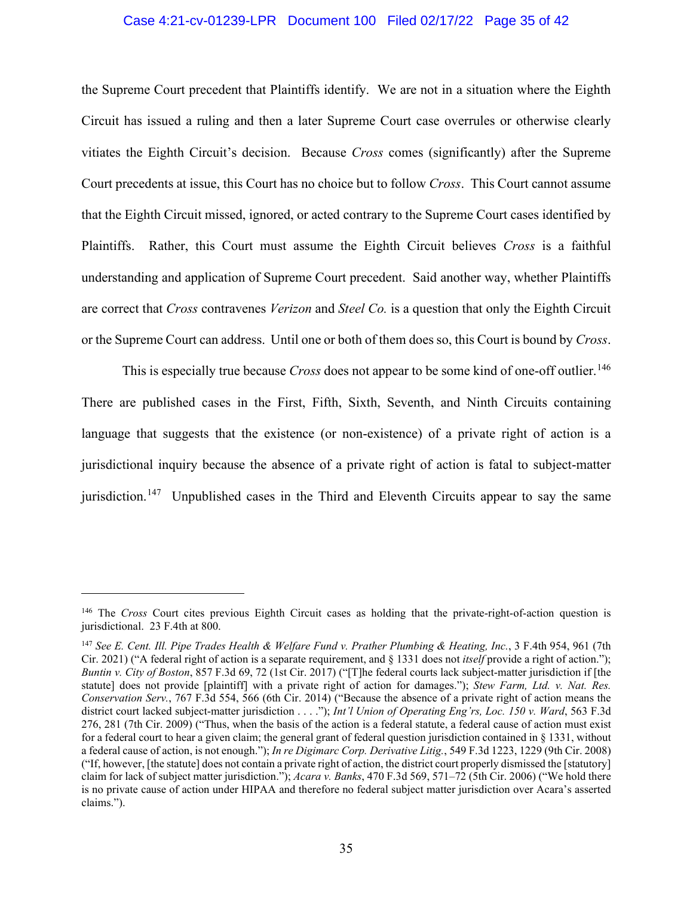the Supreme Court precedent that Plaintiffs identify. We are not in a situation where the Eighth Circuit has issued a ruling and then a later Supreme Court case overrules or otherwise clearly vitiates the Eighth Circuit's decision. Because *Cross* comes (significantly) after the Supreme Court precedents at issue, this Court has no choice but to follow *Cross*. This Court cannot assume that the Eighth Circuit missed, ignored, or acted contrary to the Supreme Court cases identified by Plaintiffs. Rather, this Court must assume the Eighth Circuit believes *Cross* is a faithful understanding and application of Supreme Court precedent. Said another way, whether Plaintiffs are correct that *Cross* contravenes *Verizon* and *Steel Co.* is a question that only the Eighth Circuit or the Supreme Court can address. Until one or both of them does so, this Court is bound by *Cross*.

This is especially true because *Cross* does not appear to be some kind of one-off outlier.[146] There are published cases in the First, Fifth, Sixth, Seventh, and Ninth Circuits containing language that suggests that the existence (or non-existence) of a private right of action is a jurisdictional inquiry because the absence of a private right of action is fatal to subject-matter jurisdiction.[147] Unpublished cases in the Third and Eleventh Circuits appear to say the same

---

[146] The *Cross* Court cites previous Eighth Circuit cases as holding that the private-right-of-action question is jurisdictional. 23 F.4th at 800.

[147] *See E. Cent. Ill. Pipe Trades Health & Welfare Fund v. Prather Plumbing & Heating, Inc.*, 3 F.4th 954, 961 (7th Cir. 2021) ("A federal right of action is a separate requirement, and § 1331 does not *itself* provide a right of action."); *Buntin v. City of Boston*, 857 F.3d 69, 72 (1st Cir. 2017) ("[T]he federal courts lack subject-matter jurisdiction if [the statute] does not provide [plaintiff] with a private right of action for damages."); *Stew Farm, Ltd. v. Nat. Res. Conservation Serv.*, 767 F.3d 554, 566 (6th Cir. 2014) ("Because the absence of a private right of action means the district court lacked subject-matter jurisdiction . . . ."); *Int'l Union of Operating Eng'rs, Loc. 150 v. Ward*, 563 F.3d 276, 281 (7th Cir. 2009) ("Thus, when the basis of the action is a federal statute, a federal cause of action must exist for a federal court to hear a given claim; the general grant of federal question jurisdiction contained in § 1331, without a federal cause of action, is not enough."); *In re Digimarc Corp. Derivative Litig.*, 549 F.3d 1223, 1229 (9th Cir. 2008) ("If, however, [the statute] does not contain a private right of action, the district court properly dismissed the [statutory] claim for lack of subject matter jurisdiction."); *Acara v. Banks*, 470 F.3d 569, 571–72 (5th Cir. 2006) ("We hold there is no private cause of action under HIPAA and therefore no federal subject matter jurisdiction over Acara's asserted claims.").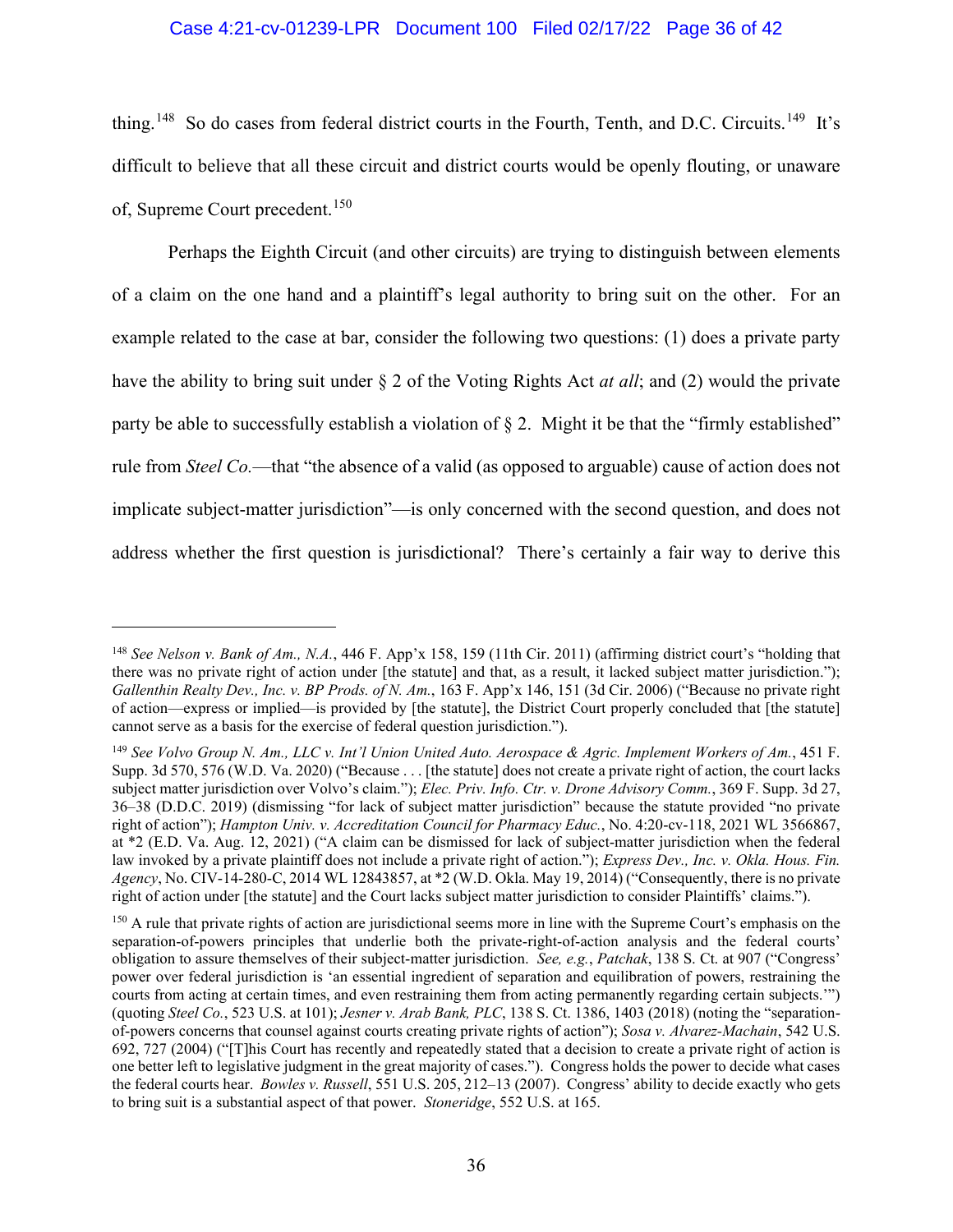thing.[148] So do cases from federal district courts in the Fourth, Tenth, and D.C. Circuits.[149] It's difficult to believe that all these circuit and district courts would be openly flouting, or unaware of, Supreme Court precedent.[150]

Perhaps the Eighth Circuit (and other circuits) are trying to distinguish between elements of a claim on the one hand and a plaintiff's legal authority to bring suit on the other. For an example related to the case at bar, consider the following two questions: (1) does a private party have the ability to bring suit under § 2 of the Voting Rights Act *at all*; and (2) would the private party be able to successfully establish a violation of § 2. Might it be that the "firmly established" rule from *Steel Co.*—that "the absence of a valid (as opposed to arguable) cause of action does not implicate subject-matter jurisdiction"—is only concerned with the second question, and does not address whether the first question is jurisdictional? There's certainly a fair way to derive this

---

[148] *See Nelson v. Bank of Am., N.A.*, 446 F. App'x 158, 159 (11th Cir. 2011) (affirming district court's "holding that there was no private right of action under [the statute] and that, as a result, it lacked subject matter jurisdiction."); *Gallenthin Realty Dev., Inc. v. BP Prods. of N. Am.*, 163 F. App'x 146, 151 (3d Cir. 2006) ("Because no private right of action—express or implied—is provided by [the statute], the District Court properly concluded that [the statute] cannot serve as a basis for the exercise of federal question jurisdiction.").

[149] *See Volvo Group N. Am., LLC v. Int'l Union United Auto. Aerospace & Agric. Implement Workers of Am.*, 451 F. Supp. 3d 570, 576 (W.D. Va. 2020) ("Because . . . [the statute] does not create a private right of action, the court lacks subject matter jurisdiction over Volvo's claim."); *Elec. Priv. Info. Ctr. v. Drone Advisory Comm.*, 369 F. Supp. 3d 27, 36–38 (D.D.C. 2019) (dismissing "for lack of subject matter jurisdiction" because the statute provided "no private right of action"); *Hampton Univ. v. Accreditation Council for Pharmacy Educ.*, No. 4:20-cv-118, 2021 WL 3566867, at *2 (E.D. Va. Aug. 12, 2021) ("A claim can be dismissed for lack of subject-matter jurisdiction when the federal law invoked by a private plaintiff does not include a private right of action."); *Express Dev., Inc. v. Okla. Hous. Fin. Agency*, No. CIV-14-280-C, 2014 WL 12843857, at *2 (W.D. Okla. May 19, 2014) ("Consequently, there is no private right of action under [the statute] and the Court lacks subject matter jurisdiction to consider Plaintiffs' claims.").

[150] A rule that private rights of action are jurisdictional seems more in line with the Supreme Court's emphasis on the separation-of-powers principles that underlie both the private-right-of-action analysis and the federal courts' obligation to assure themselves of their subject-matter jurisdiction. *See, e.g.*, *Patchak*, 138 S. Ct. at 907 ("Congress' power over federal jurisdiction is 'an essential ingredient of separation and equilibration of powers, restraining the courts from acting at certain times, and even restraining them from acting permanently regarding certain subjects.'") (quoting *Steel Co.*, 523 U.S. at 101); *Jesner v. Arab Bank, PLC*, 138 S. Ct. 1386, 1403 (2018) (noting the "separation-of-powers concerns that counsel against courts creating private rights of action"); *Sosa v. Alvarez-Machain*, 542 U.S. 692, 727 (2004) ("[T]his Court has recently and repeatedly stated that a decision to create a private right of action is one better left to legislative judgment in the great majority of cases."). Congress holds the power to decide what cases the federal courts hear. *Bowles v. Russell*, 551 U.S. 205, 212–13 (2007). Congress' ability to decide exactly who gets to bring suit is a substantial aspect of that power. *Stoneridge*, 552 U.S. at 165.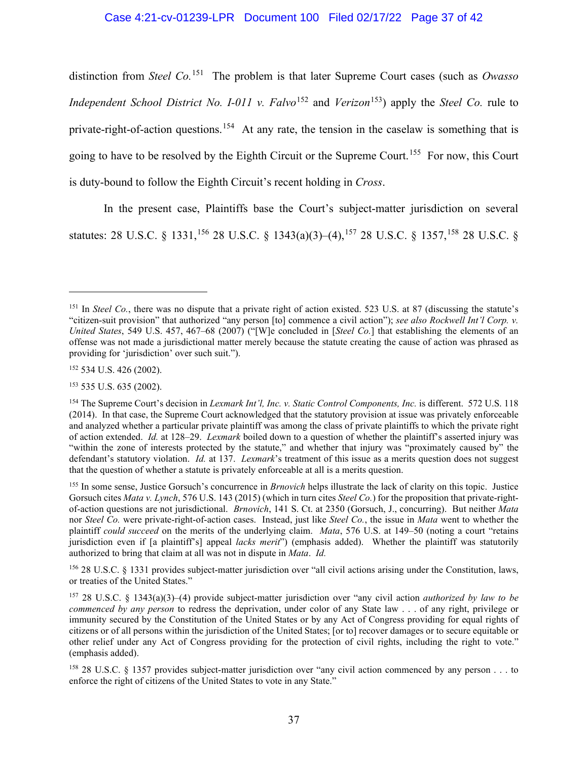distinction from *Steel Co.*[151] The problem is that later Supreme Court cases (such as *Owasso Independent School District No. I-011 v. Falvo*[152] and *Verizon*[153]) apply the *Steel Co.* rule to private-right-of-action questions.[154] At any rate, the tension in the caselaw is something that is going to have to be resolved by the Eighth Circuit or the Supreme Court.[155] For now, this Court is duty-bound to follow the Eighth Circuit's recent holding in *Cross*.

In the present case, Plaintiffs base the Court's subject-matter jurisdiction on several statutes: 28 U.S.C. § 1331,[156] 28 U.S.C. § 1343(a)(3)–(4),[157] 28 U.S.C. § 1357,[158] 28 U.S.C. §

---

[151] In *Steel Co.*, there was no dispute that a private right of action existed. 523 U.S. at 87 (discussing the statute's "citizen-suit provision" that authorized "any person [to] commence a civil action"); *see also Rockwell Int'l Corp. v. United States*, 549 U.S. 457, 467–68 (2007) ("[W]e concluded in [*Steel Co.*] that establishing the elements of an offense was not made a jurisdictional matter merely because the statute creating the cause of action was phrased as providing for 'jurisdiction' over such suit.").

[152] 534 U.S. 426 (2002).

[153] 535 U.S. 635 (2002).

[154] The Supreme Court's decision in *Lexmark Int'l, Inc. v. Static Control Components, Inc.* is different. 572 U.S. 118 (2014). In that case, the Supreme Court acknowledged that the statutory provision at issue was privately enforceable and analyzed whether a particular private plaintiff was among the class of private plaintiffs to which the private right of action extended. *Id.* at 128–29. *Lexmark* boiled down to a question of whether the plaintiff's asserted injury was "within the zone of interests protected by the statute," and whether that injury was "proximately caused by" the defendant's statutory violation. *Id.* at 137. *Lexmark*'s treatment of this issue as a merits question does not suggest that the question of whether a statute is privately enforceable at all is a merits question.

[155] In some sense, Justice Gorsuch's concurrence in *Brnovich* helps illustrate the lack of clarity on this topic. Justice Gorsuch cites *Mata v. Lynch*, 576 U.S. 143 (2015) (which in turn cites *Steel Co.*) for the proposition that private-right-of-action questions are not jurisdictional. *Brnovich*, 141 S. Ct. at 2350 (Gorsuch, J., concurring). But neither *Mata* nor *Steel Co.* were private-right-of-action cases. Instead, just like *Steel Co.*, the issue in *Mata* went to whether the plaintiff *could succeed* on the merits of the underlying claim. *Mata*, 576 U.S. at 149–50 (noting a court "retains jurisdiction even if [a plaintiff's] appeal *lacks merit*") (emphasis added). Whether the plaintiff was statutorily authorized to bring that claim at all was not in dispute in *Mata*. *Id.*

[156] 28 U.S.C. § 1331 provides subject-matter jurisdiction over "all civil actions arising under the Constitution, laws, or treaties of the United States."

[157] 28 U.S.C. § 1343(a)(3)–(4) provide subject-matter jurisdiction over "any civil action *authorized by law to be commenced by any person* to redress the deprivation, under color of any State law . . . of any right, privilege or immunity secured by the Constitution of the United States or by any Act of Congress providing for equal rights of citizens or of all persons within the jurisdiction of the United States; [or to] recover damages or to secure equitable or other relief under any Act of Congress providing for the protection of civil rights, including the right to vote." (emphasis added).

[158] 28 U.S.C. § 1357 provides subject-matter jurisdiction over "any civil action commenced by any person . . . to enforce the right of citizens of the United States to vote in any State."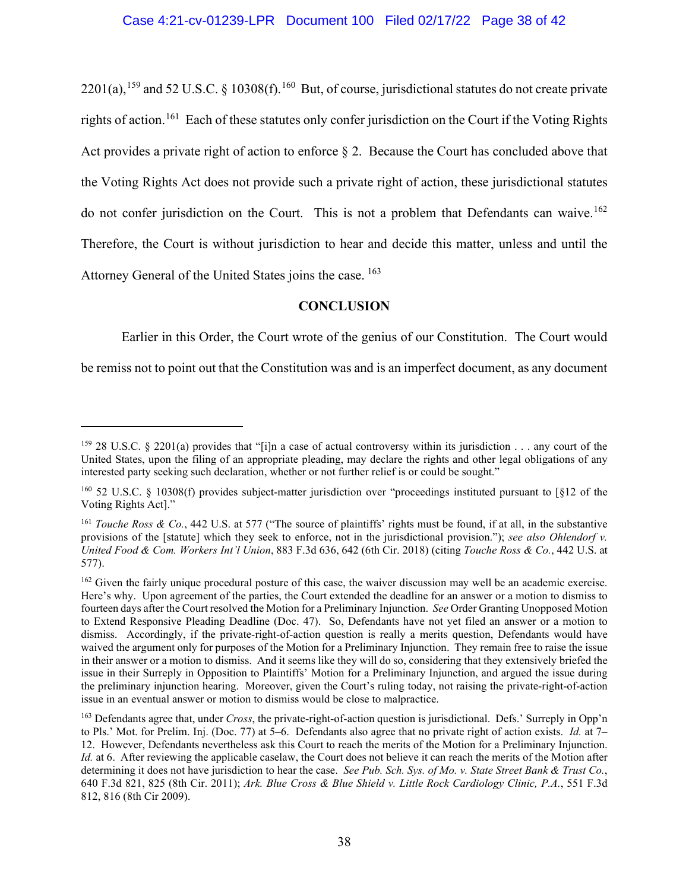2201(a),[159] and 52 U.S.C. § 10308(f).[160] But, of course, jurisdictional statutes do not create private rights of action.[161] Each of these statutes only confer jurisdiction on the Court if the Voting Rights Act provides a private right of action to enforce § 2. Because the Court has concluded above that the Voting Rights Act does not provide such a private right of action, these jurisdictional statutes do not confer jurisdiction on the Court. This is not a problem that Defendants can waive.[162] Therefore, the Court is without jurisdiction to hear and decide this matter, unless and until the Attorney General of the United States joins the case.[163]

**CONCLUSION**

Earlier in this Order, the Court wrote of the genius of our Constitution. The Court would be remiss not to point out that the Constitution was and is an imperfect document, as any document

---

[159] 28 U.S.C. § 2201(a) provides that "[i]n a case of actual controversy within its jurisdiction . . . any court of the United States, upon the filing of an appropriate pleading, may declare the rights and other legal obligations of any interested party seeking such declaration, whether or not further relief is or could be sought."

[160] 52 U.S.C. § 10308(f) provides subject-matter jurisdiction over "proceedings instituted pursuant to [§12 of the Voting Rights Act]."

[161] *Touche Ross & Co.*, 442 U.S. at 577 ("The source of plaintiffs' rights must be found, if at all, in the substantive provisions of the [statute] which they seek to enforce, not in the jurisdictional provision."); *see also Ohlendorf v. United Food & Com. Workers Int'l Union*, 883 F.3d 636, 642 (6th Cir. 2018) (citing *Touche Ross & Co.*, 442 U.S. at 577).

[162] Given the fairly unique procedural posture of this case, the waiver discussion may well be an academic exercise. Here's why. Upon agreement of the parties, the Court extended the deadline for an answer or a motion to dismiss to fourteen days after the Court resolved the Motion for a Preliminary Injunction. *See* Order Granting Unopposed Motion to Extend Responsive Pleading Deadline (Doc. 47). So, Defendants have not yet filed an answer or a motion to dismiss. Accordingly, if the private-right-of-action question is really a merits question, Defendants would have waived the argument only for purposes of the Motion for a Preliminary Injunction. They remain free to raise the issue in their answer or a motion to dismiss. And it seems like they will do so, considering that they extensively briefed the issue in their Surreply in Opposition to Plaintiffs' Motion for a Preliminary Injunction, and argued the issue during the preliminary injunction hearing. Moreover, given the Court's ruling today, not raising the private-right-of-action issue in an eventual answer or motion to dismiss would be close to malpractice.

[163] Defendants agree that, under *Cross*, the private-right-of-action question is jurisdictional. Defs.' Surreply in Opp'n to Pls.' Mot. for Prelim. Inj. (Doc. 77) at 5–6. Defendants also agree that no private right of action exists. *Id.* at 7–12. However, Defendants nevertheless ask this Court to reach the merits of the Motion for a Preliminary Injunction. *Id.* at 6. After reviewing the applicable caselaw, the Court does not believe it can reach the merits of the Motion after determining it does not have jurisdiction to hear the case. *See Pub. Sch. Sys. of Mo. v. State Street Bank & Trust Co.*, 640 F.3d 821, 825 (8th Cir. 2011); *Ark. Blue Cross & Blue Shield v. Little Rock Cardiology Clinic, P.A.*, 551 F.3d 812, 816 (8th Cir 2009).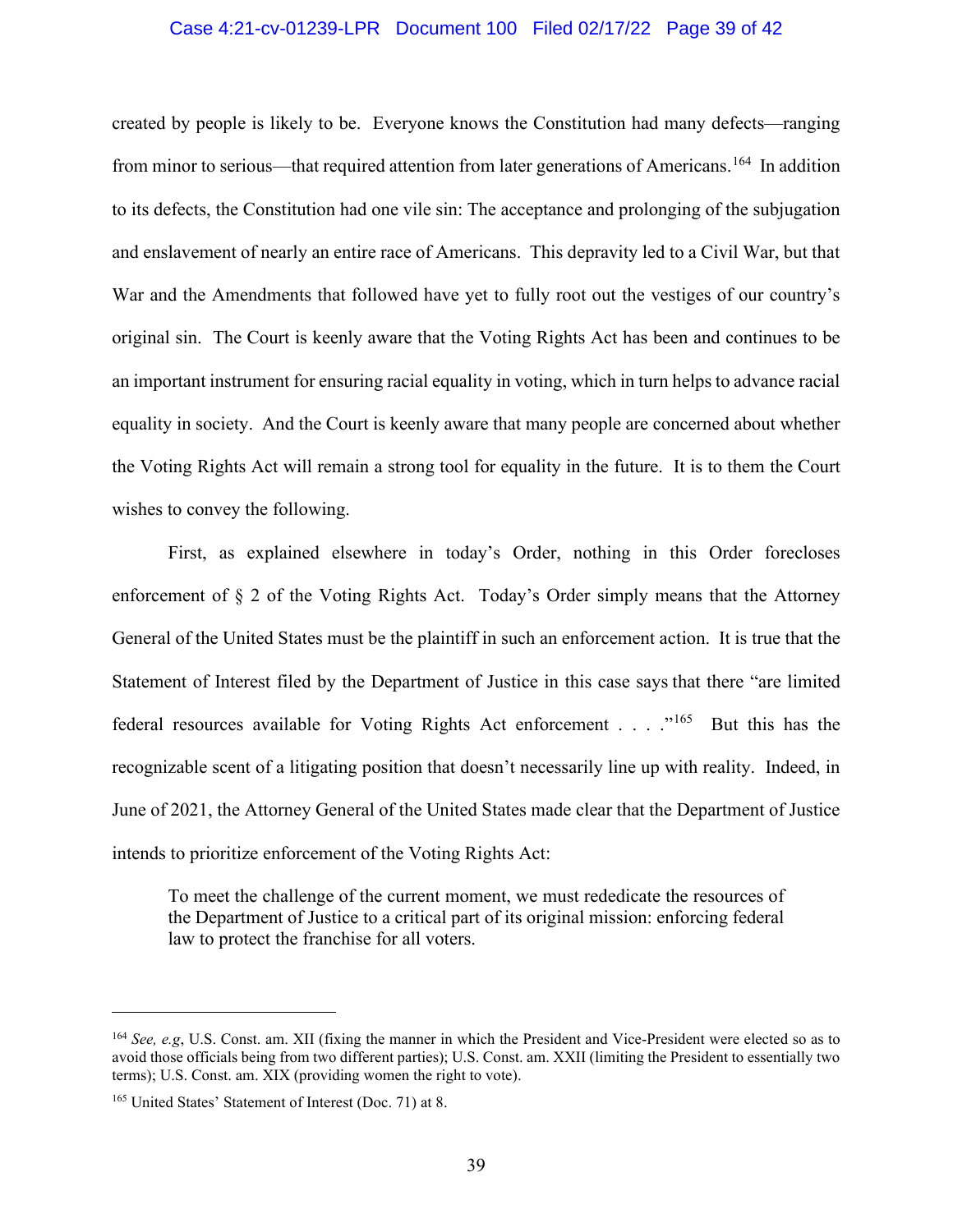created by people is likely to be. Everyone knows the Constitution had many defects—ranging from minor to serious—that required attention from later generations of Americans.[164] In addition to its defects, the Constitution had one vile sin: The acceptance and prolonging of the subjugation and enslavement of nearly an entire race of Americans. This depravity led to a Civil War, but that War and the Amendments that followed have yet to fully root out the vestiges of our country's original sin. The Court is keenly aware that the Voting Rights Act has been and continues to be an important instrument for ensuring racial equality in voting, which in turn helps to advance racial equality in society. And the Court is keenly aware that many people are concerned about whether the Voting Rights Act will remain a strong tool for equality in the future. It is to them the Court wishes to convey the following.

First, as explained elsewhere in today's Order, nothing in this Order forecloses enforcement of § 2 of the Voting Rights Act. Today's Order simply means that the Attorney General of the United States must be the plaintiff in such an enforcement action. It is true that the Statement of Interest filed by the Department of Justice in this case says that there "are limited federal resources available for Voting Rights Act enforcement . . . ."[165] But this has the recognizable scent of a litigating position that doesn't necessarily line up with reality. Indeed, in June of 2021, the Attorney General of the United States made clear that the Department of Justice intends to prioritize enforcement of the Voting Rights Act:

> To meet the challenge of the current moment, we must rededicate the resources of the Department of Justice to a critical part of its original mission: enforcing federal law to protect the franchise for all voters.

---

[164] *See, e.g*, U.S. Const. am. XII (fixing the manner in which the President and Vice-President were elected so as to avoid those officials being from two different parties); U.S. Const. am. XXII (limiting the President to essentially two terms); U.S. Const. am. XIX (providing women the right to vote).

[165] United States' Statement of Interest (Doc. 71) at 8.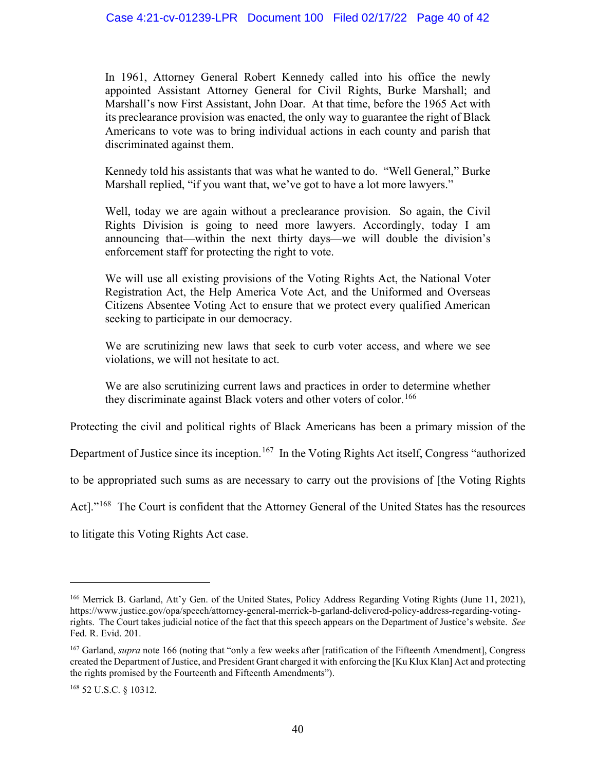> In 1961, Attorney General Robert Kennedy called into his office the newly appointed Assistant Attorney General for Civil Rights, Burke Marshall; and Marshall's now First Assistant, John Doar. At that time, before the 1965 Act with its preclearance provision was enacted, the only way to guarantee the right of Black Americans to vote was to bring individual actions in each county and parish that discriminated against them.
>
> Kennedy told his assistants that was what he wanted to do. "Well General," Burke Marshall replied, "if you want that, we've got to have a lot more lawyers."
>
> Well, today we are again without a preclearance provision. So again, the Civil Rights Division is going to need more lawyers. Accordingly, today I am announcing that—within the next thirty days—we will double the division's enforcement staff for protecting the right to vote.
>
> We will use all existing provisions of the Voting Rights Act, the National Voter Registration Act, the Help America Vote Act, and the Uniformed and Overseas Citizens Absentee Voting Act to ensure that we protect every qualified American seeking to participate in our democracy.
>
> We are scrutinizing new laws that seek to curb voter access, and where we see violations, we will not hesitate to act.
>
> We are also scrutinizing current laws and practices in order to determine whether they discriminate against Black voters and other voters of color.[166]

Protecting the civil and political rights of Black Americans has been a primary mission of the Department of Justice since its inception.[167] In the Voting Rights Act itself, Congress "authorized to be appropriated such sums as are necessary to carry out the provisions of [the Voting Rights Act]."[168] The Court is confident that the Attorney General of the United States has the resources to litigate this Voting Rights Act case.

---

[166] Merrick B. Garland, Att'y Gen. of the United States, Policy Address Regarding Voting Rights (June 11, 2021), https://www.justice.gov/opa/speech/attorney-general-merrick-b-garland-delivered-policy-address-regarding-voting-rights. The Court takes judicial notice of the fact that this speech appears on the Department of Justice's website. *See* Fed. R. Evid. 201.

[167] Garland, *supra* note 166 (noting that "only a few weeks after [ratification of the Fifteenth Amendment], Congress created the Department of Justice, and President Grant charged it with enforcing the [Ku Klux Klan] Act and protecting the rights promised by the Fourteenth and Fifteenth Amendments").

[168] 52 U.S.C. § 10312.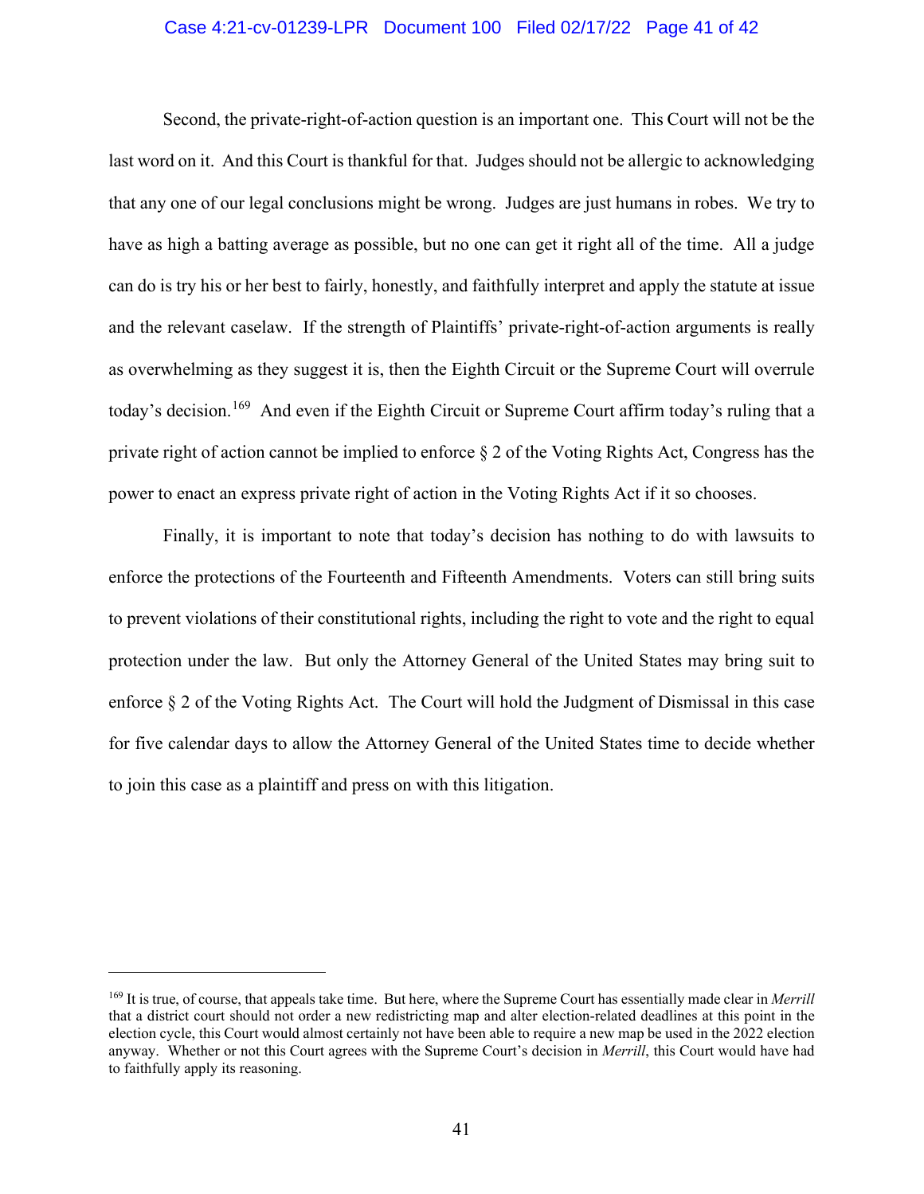Second, the private-right-of-action question is an important one. This Court will not be the last word on it. And this Court is thankful for that. Judges should not be allergic to acknowledging that any one of our legal conclusions might be wrong. Judges are just humans in robes. We try to have as high a batting average as possible, but no one can get it right all of the time. All a judge can do is try his or her best to fairly, honestly, and faithfully interpret and apply the statute at issue and the relevant caselaw. If the strength of Plaintiffs' private-right-of-action arguments is really as overwhelming as they suggest it is, then the Eighth Circuit or the Supreme Court will overrule today's decision.[169] And even if the Eighth Circuit or Supreme Court affirm today's ruling that a private right of action cannot be implied to enforce § 2 of the Voting Rights Act, Congress has the power to enact an express private right of action in the Voting Rights Act if it so chooses.

Finally, it is important to note that today's decision has nothing to do with lawsuits to enforce the protections of the Fourteenth and Fifteenth Amendments. Voters can still bring suits to prevent violations of their constitutional rights, including the right to vote and the right to equal protection under the law. But only the Attorney General of the United States may bring suit to enforce § 2 of the Voting Rights Act. The Court will hold the Judgment of Dismissal in this case for five calendar days to allow the Attorney General of the United States time to decide whether to join this case as a plaintiff and press on with this litigation.

---

[169] It is true, of course, that appeals take time. But here, where the Supreme Court has essentially made clear in *Merrill* that a district court should not order a new redistricting map and alter election-related deadlines at this point in the election cycle, this Court would almost certainly not have been able to require a new map be used in the 2022 election anyway. Whether or not this Court agrees with the Supreme Court's decision in *Merrill*, this Court would have had to faithfully apply its reasoning.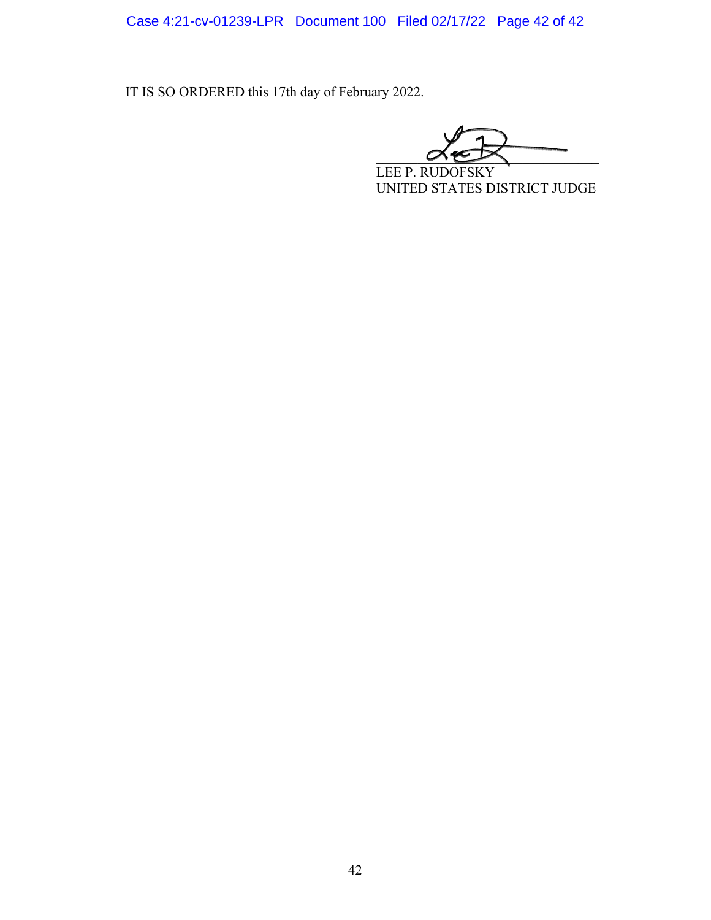IT IS SO ORDERED this 17th day of February 2022.

LEE P. RUDOFSKY
UNITED STATES DISTRICT JUDGE